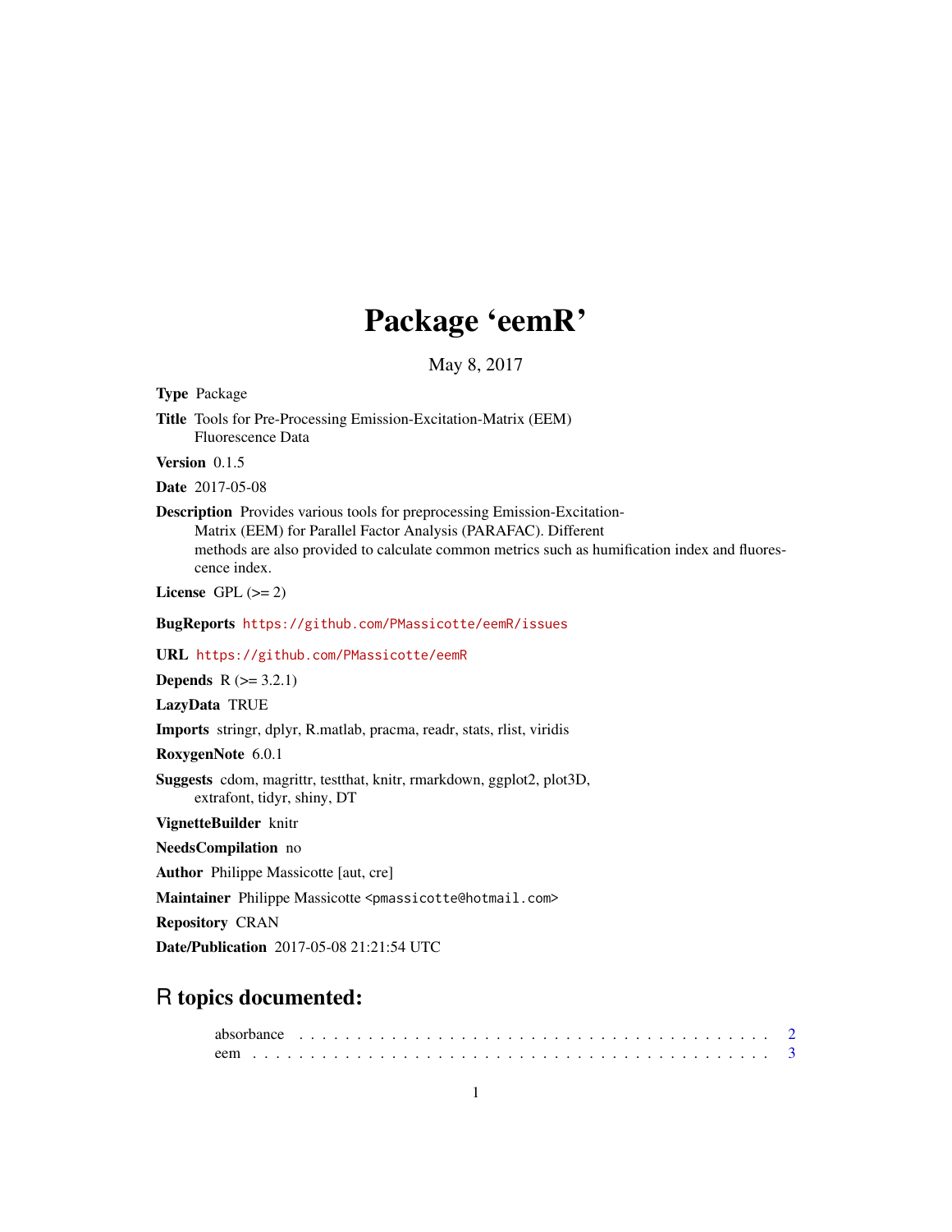# Package 'eemR'

May 8, 2017

**Type** Package

**Title** Tools for Pre-Processing Emission-Excitation-Matrix (EEM) Fluorescence Data

**Version** 0.1.5

**Date** 2017-05-08

**Description** Provides various tools for preprocessing Emission-Excitation-Matrix (EEM) for Parallel Factor Analysis (PARAFAC). Different methods are also provided to calculate common metrics such as humification index and fluorescence index.

**License** GPL (>= 2)

**BugReports** https://github.com/PMassicotte/eemR/issues

**URL** https://github.com/PMassicotte/eemR

**Depends** R (>= 3.2.1)

**LazyData** TRUE

**Imports** stringr, dplyr, R.matlab, pracma, readr, stats, rlist, viridis

**RoxygenNote** 6.0.1

**Suggests** cdom, magrittr, testthat, knitr, rmarkdown, ggplot2, plot3D, extrafont, tidyr, shiny, DT

**VignetteBuilder** knitr

**NeedsCompilation** no

**Author** Philippe Massicotte [aut, cre]

**Maintainer** Philippe Massicotte <pmassicotte@hotmail.com>

**Repository** CRAN

**Date/Publication** 2017-05-08 21:21:54 UTC

## R topics documented:

absorbance . . . . . . . . . . . . . . . . . . . . . . . . . . . . . . . . . . . . . . . . 2
eem . . . . . . . . . . . . . . . . . . . . . . . . . . . . . . . . . . . . . . . . . . . . . 3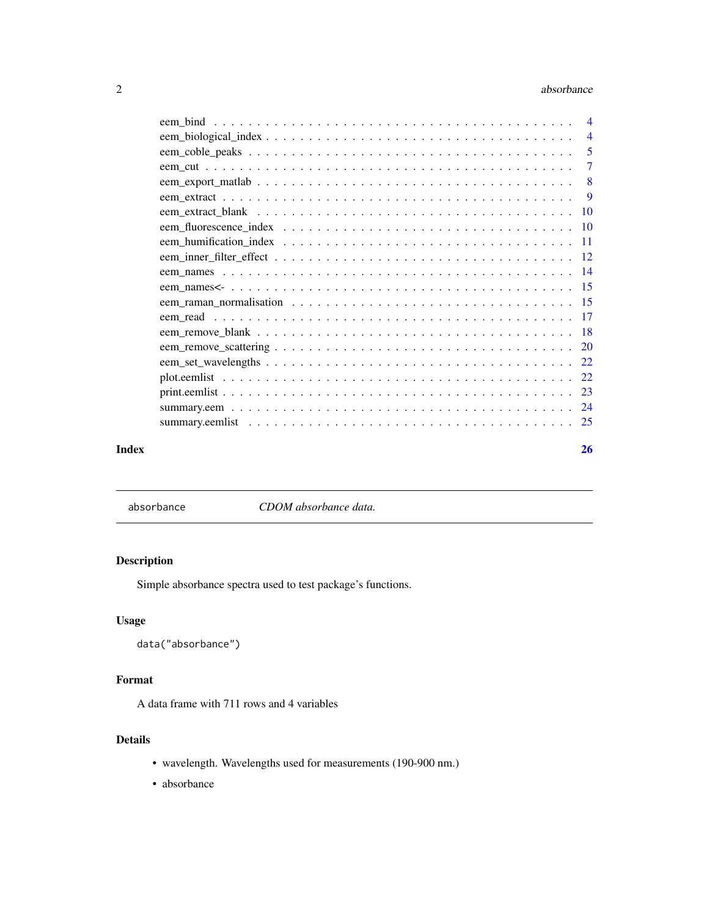eem_bind . . . . . . . . . . . . . . . . . . . . . . . . . . . . . . . . . . . . . . . . 4
eem_biological_index . . . . . . . . . . . . . . . . . . . . . . . . . . . . . . . . . . . 4
eem_coble_peaks . . . . . . . . . . . . . . . . . . . . . . . . . . . . . . . . . . . . . 5
eem_cut . . . . . . . . . . . . . . . . . . . . . . . . . . . . . . . . . . . . . . . . . 7
eem_export_matlab . . . . . . . . . . . . . . . . . . . . . . . . . . . . . . . . . . . . 8
eem_extract . . . . . . . . . . . . . . . . . . . . . . . . . . . . . . . . . . . . . . . 9
eem_extract_blank . . . . . . . . . . . . . . . . . . . . . . . . . . . . . . . . . . . . 10
eem_fluorescence_index . . . . . . . . . . . . . . . . . . . . . . . . . . . . . . . . . 10
eem_humification_index . . . . . . . . . . . . . . . . . . . . . . . . . . . . . . . . . 11
eem_inner_filter_effect . . . . . . . . . . . . . . . . . . . . . . . . . . . . . . . . . 12
eem_names . . . . . . . . . . . . . . . . . . . . . . . . . . . . . . . . . . . . . . . . 14
eem_names<- . . . . . . . . . . . . . . . . . . . . . . . . . . . . . . . . . . . . . . 15
eem_raman_normalisation . . . . . . . . . . . . . . . . . . . . . . . . . . . . . . . . 15
eem_read . . . . . . . . . . . . . . . . . . . . . . . . . . . . . . . . . . . . . . . . 17
eem_remove_blank . . . . . . . . . . . . . . . . . . . . . . . . . . . . . . . . . . . . 18
eem_remove_scattering . . . . . . . . . . . . . . . . . . . . . . . . . . . . . . . . . . 20
eem_set_wavelengths . . . . . . . . . . . . . . . . . . . . . . . . . . . . . . . . . . . 22
plot.eemlist . . . . . . . . . . . . . . . . . . . . . . . . . . . . . . . . . . . . . . . 22
print.eemlist . . . . . . . . . . . . . . . . . . . . . . . . . . . . . . . . . . . . . . 23
summary.eem . . . . . . . . . . . . . . . . . . . . . . . . . . . . . . . . . . . . . . . 24
summary.eemlist . . . . . . . . . . . . . . . . . . . . . . . . . . . . . . . . . . . . . 25

**Index** **26**

---

`absorbance` *CDOM absorbance data.*

---

### Description

Simple absorbance spectra used to test package's functions.

### Usage

```
data("absorbance")
```

### Format

A data frame with 711 rows and 4 variables

### Details

- wavelength. Wavelengths used for measurements (190-900 nm.)
- absorbance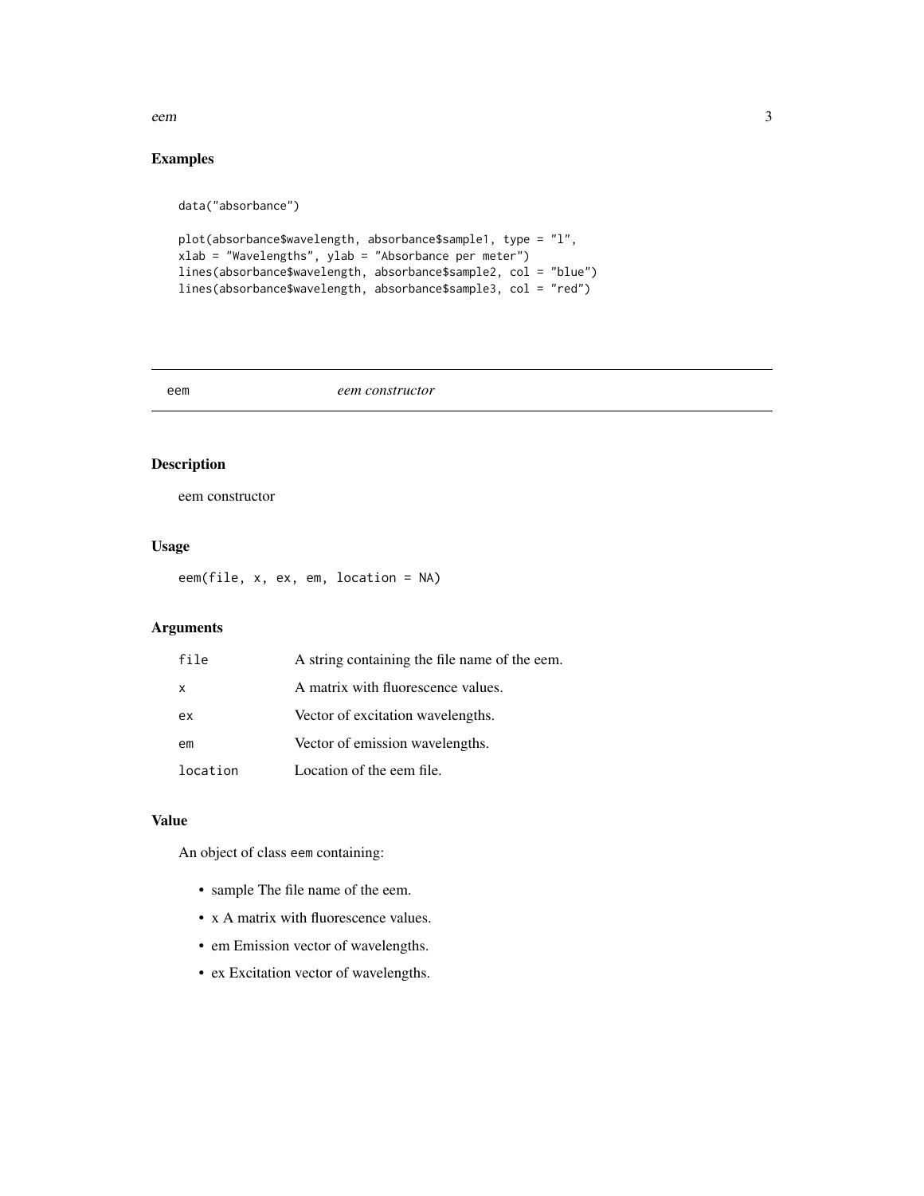### Examples

```
data("absorbance")

plot(absorbance$wavelength, absorbance$sample1, type = "l",
xlab = "Wavelengths", ylab = "Absorbance per meter")
lines(absorbance$wavelength, absorbance$sample2, col = "blue")
lines(absorbance$wavelength, absorbance$sample3, col = "red")
```

---

## eem *eem constructor*

---

### Description

eem constructor

### Usage

```
eem(file, x, ex, em, location = NA)
```

### Arguments

| | |
|---|---|
| `file` | A string containing the file name of the eem. |
| `x` | A matrix with fluorescence values. |
| `ex` | Vector of excitation wavelengths. |
| `em` | Vector of emission wavelengths. |
| `location` | Location of the eem file. |

### Value

An object of class `eem` containing:

- sample The file name of the eem.
- x A matrix with fluorescence values.
- em Emission vector of wavelengths.
- ex Excitation vector of wavelengths.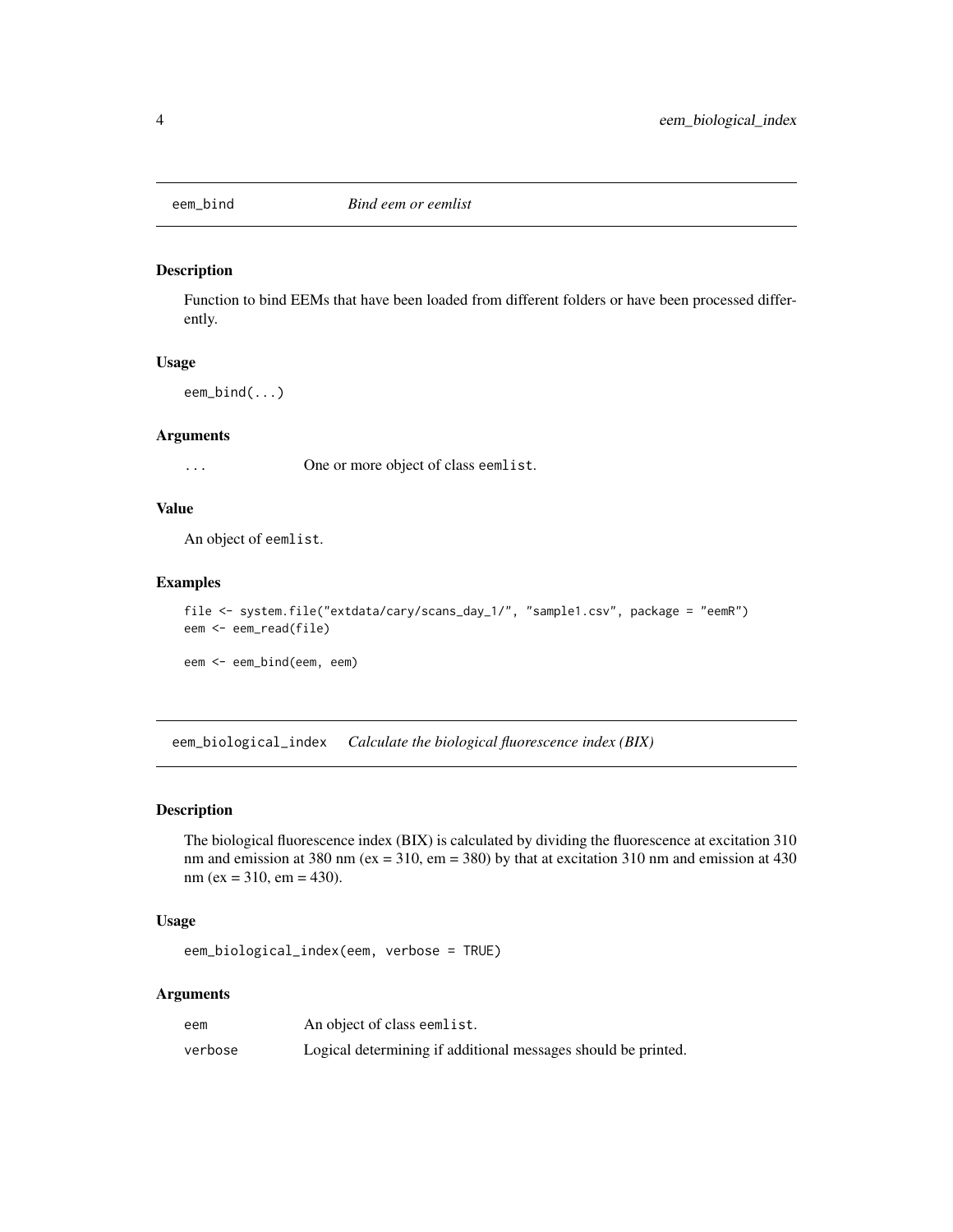## eem_bind — *Bind eem or eemlist*

### Description

Function to bind EEMs that have been loaded from different folders or have been processed differently.

### Usage

```
eem_bind(...)
```

### Arguments

| | |
|---|---|
| ... | One or more object of class eemlist. |

### Value

An object of eemlist.

### Examples

```
file <- system.file("extdata/cary/scans_day_1/", "sample1.csv", package = "eemR")
eem <- eem_read(file)

eem <- eem_bind(eem, eem)
```

## eem_biological_index — *Calculate the biological fluorescence index (BIX)*

### Description

The biological fluorescence index (BIX) is calculated by dividing the fluorescence at excitation 310 nm and emission at 380 nm (ex = 310, em = 380) by that at excitation 310 nm and emission at 430 nm (ex = 310, em = 430).

### Usage

```
eem_biological_index(eem, verbose = TRUE)
```

### Arguments

| | |
|---|---|
| eem | An object of class eemlist. |
| verbose | Logical determining if additional messages should be printed. |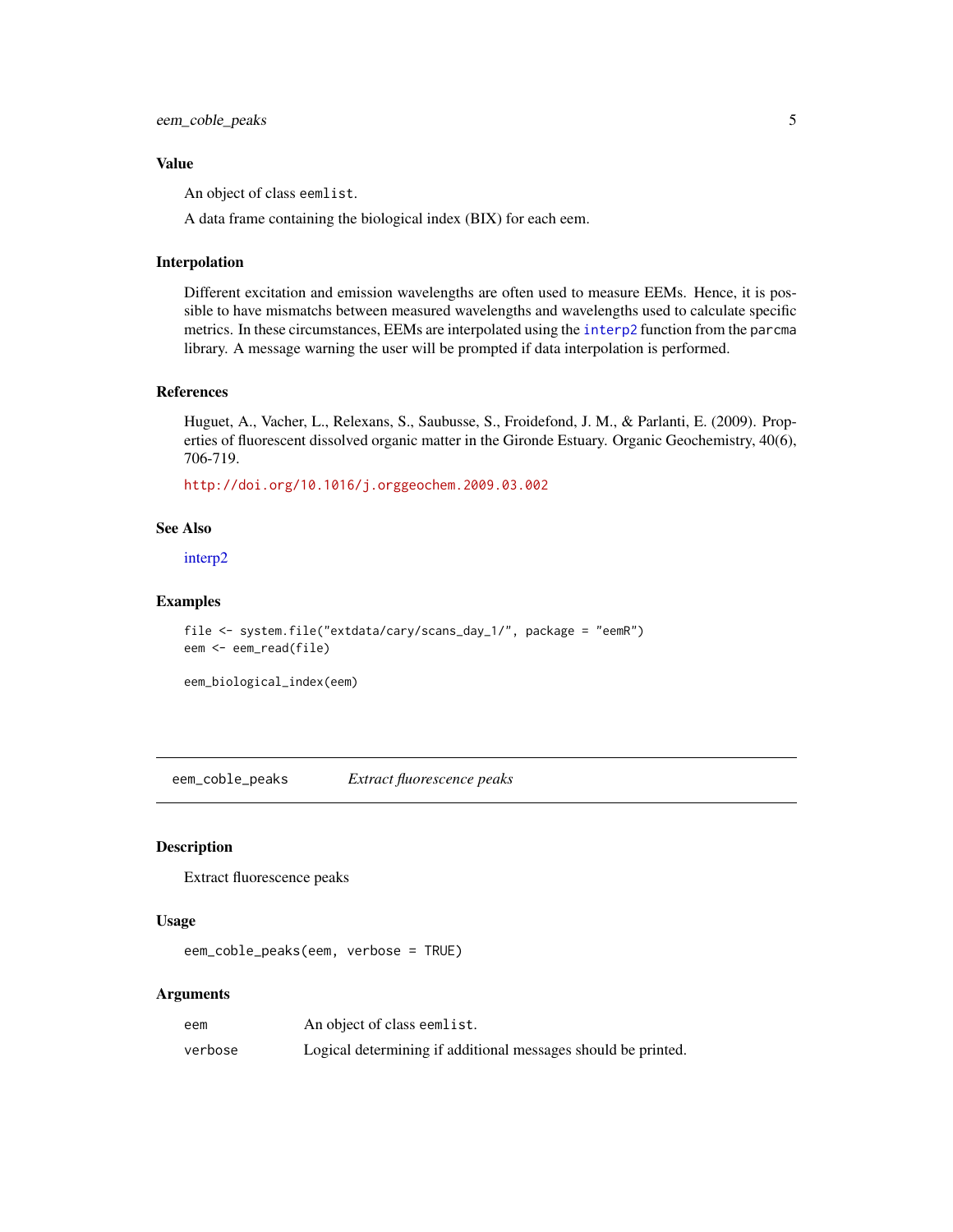### Value

An object of class `eemlist`.

A data frame containing the biological index (BIX) for each eem.

### Interpolation

Different excitation and emission wavelengths are often used to measure EEMs. Hence, it is possible to have mismatchs between measured wavelengths and wavelengths used to calculate specific metrics. In these circumstances, EEMs are interpolated using the `interp2` function from the `parcma` library. A message warning the user will be prompted if data interpolation is performed.

### References

Huguet, A., Vacher, L., Relexans, S., Saubusse, S., Froidefond, J. M., & Parlanti, E. (2009). Properties of fluorescent dissolved organic matter in the Gironde Estuary. Organic Geochemistry, 40(6), 706-719.

http://doi.org/10.1016/j.orggeochem.2009.03.002

### See Also

interp2

### Examples

```
file <- system.file("extdata/cary/scans_day_1/", package = "eemR")
eem <- eem_read(file)

eem_biological_index(eem)
```

---

## eem_coble_peaks    *Extract fluorescence peaks*

### Description

Extract fluorescence peaks

### Usage

```
eem_coble_peaks(eem, verbose = TRUE)
```

### Arguments

| | |
|---|---|
| `eem` | An object of class `eemlist`. |
| `verbose` | Logical determining if additional messages should be printed. |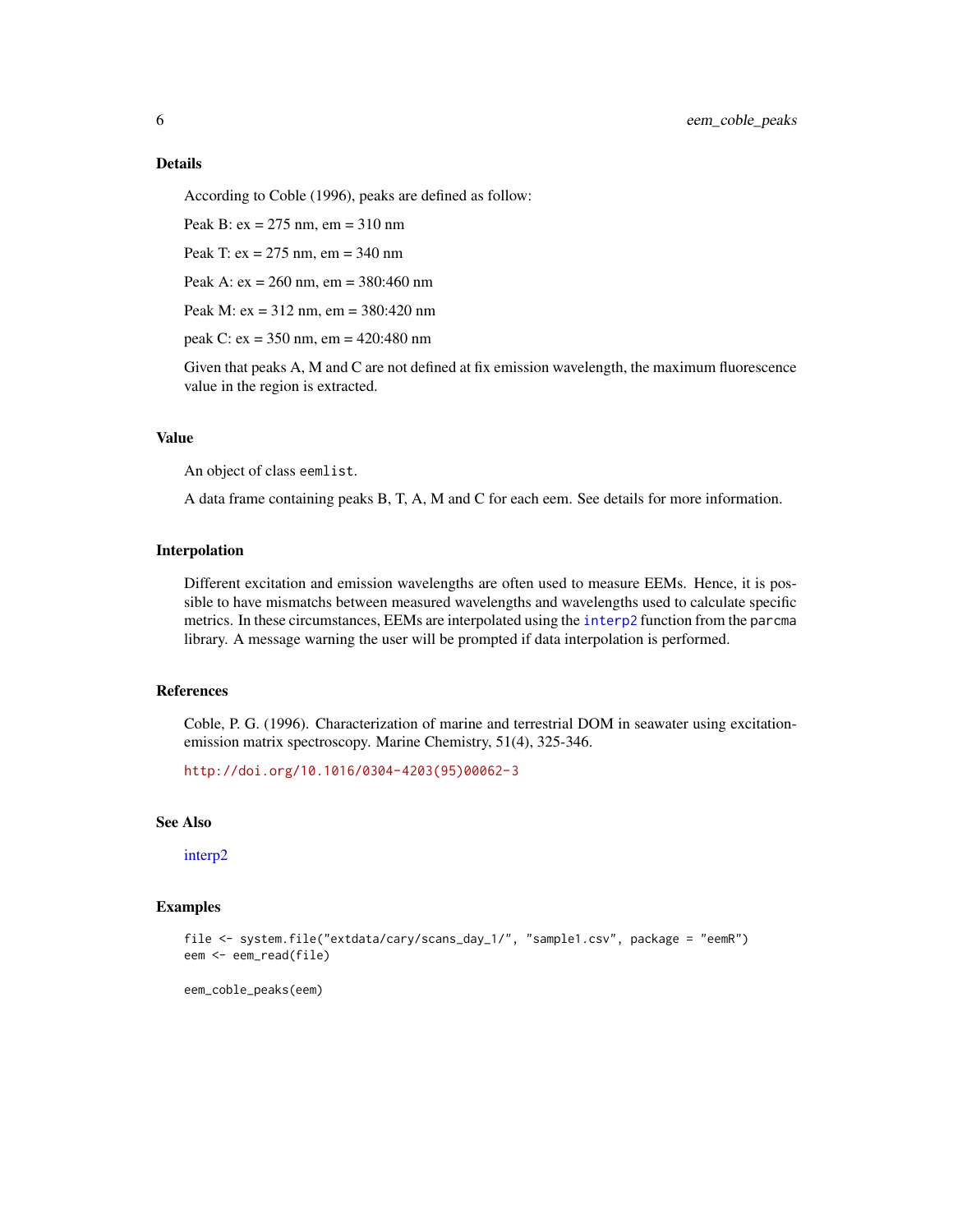## Details

According to Coble (1996), peaks are defined as follow:

Peak B: ex = 275 nm, em = 310 nm

Peak T: ex = 275 nm, em = 340 nm

Peak A: ex = 260 nm, em = 380:460 nm

Peak M: ex = 312 nm, em = 380:420 nm

peak C: ex = 350 nm, em = 420:480 nm

Given that peaks A, M and C are not defined at fix emission wavelength, the maximum fluorescence value in the region is extracted.

## Value

An object of class `eemlist`.

A data frame containing peaks B, T, A, M and C for each eem. See details for more information.

## Interpolation

Different excitation and emission wavelengths are often used to measure EEMs. Hence, it is possible to have mismatchs between measured wavelengths and wavelengths used to calculate specific metrics. In these circumstances, EEMs are interpolated using the `interp2` function from the `parcma` library. A message warning the user will be prompted if data interpolation is performed.

## References

Coble, P. G. (1996). Characterization of marine and terrestrial DOM in seawater using excitation-emission matrix spectroscopy. Marine Chemistry, 51(4), 325-346.

http://doi.org/10.1016/0304-4203(95)00062-3

## See Also

interp2

## Examples

```
file <- system.file("extdata/cary/scans_day_1/", "sample1.csv", package = "eemR")
eem <- eem_read(file)

eem_coble_peaks(eem)
```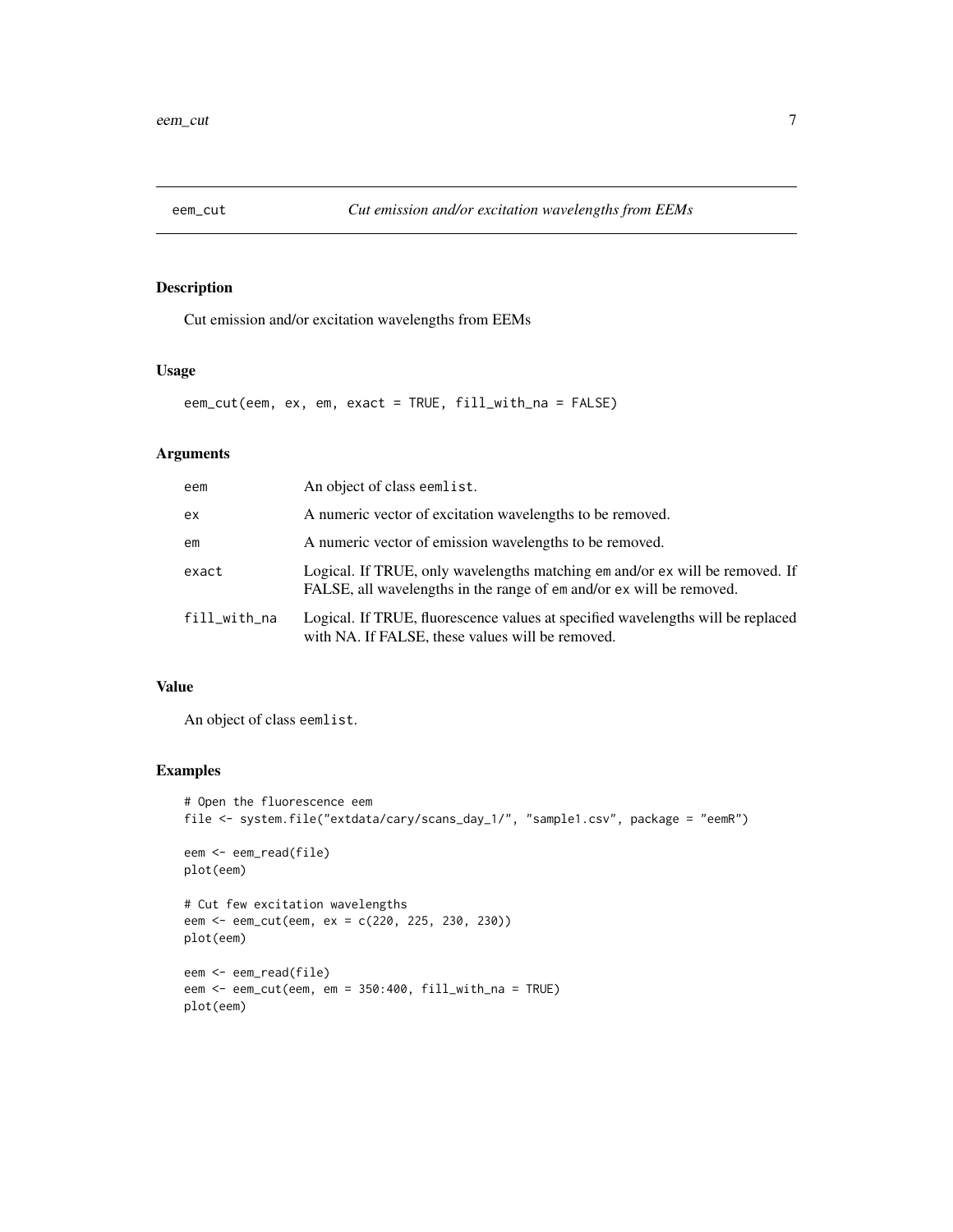## eem_cut — *Cut emission and/or excitation wavelengths from EEMs*

### Description

Cut emission and/or excitation wavelengths from EEMs

### Usage

```
eem_cut(eem, ex, em, exact = TRUE, fill_with_na = FALSE)
```

### Arguments

| | |
|---|---|
| `eem` | An object of class `eemlist`. |
| `ex` | A numeric vector of excitation wavelengths to be removed. |
| `em` | A numeric vector of emission wavelengths to be removed. |
| `exact` | Logical. If TRUE, only wavelengths matching `em` and/or `ex` will be removed. If FALSE, all wavelengths in the range of `em` and/or `ex` will be removed. |
| `fill_with_na` | Logical. If TRUE, fluorescence values at specified wavelengths will be replaced with NA. If FALSE, these values will be removed. |

### Value

An object of class `eemlist`.

### Examples

```
# Open the fluorescence eem
file <- system.file("extdata/cary/scans_day_1/", "sample1.csv", package = "eemR")

eem <- eem_read(file)
plot(eem)

# Cut few excitation wavelengths
eem <- eem_cut(eem, ex = c(220, 225, 230, 230))
plot(eem)

eem <- eem_read(file)
eem <- eem_cut(eem, em = 350:400, fill_with_na = TRUE)
plot(eem)
```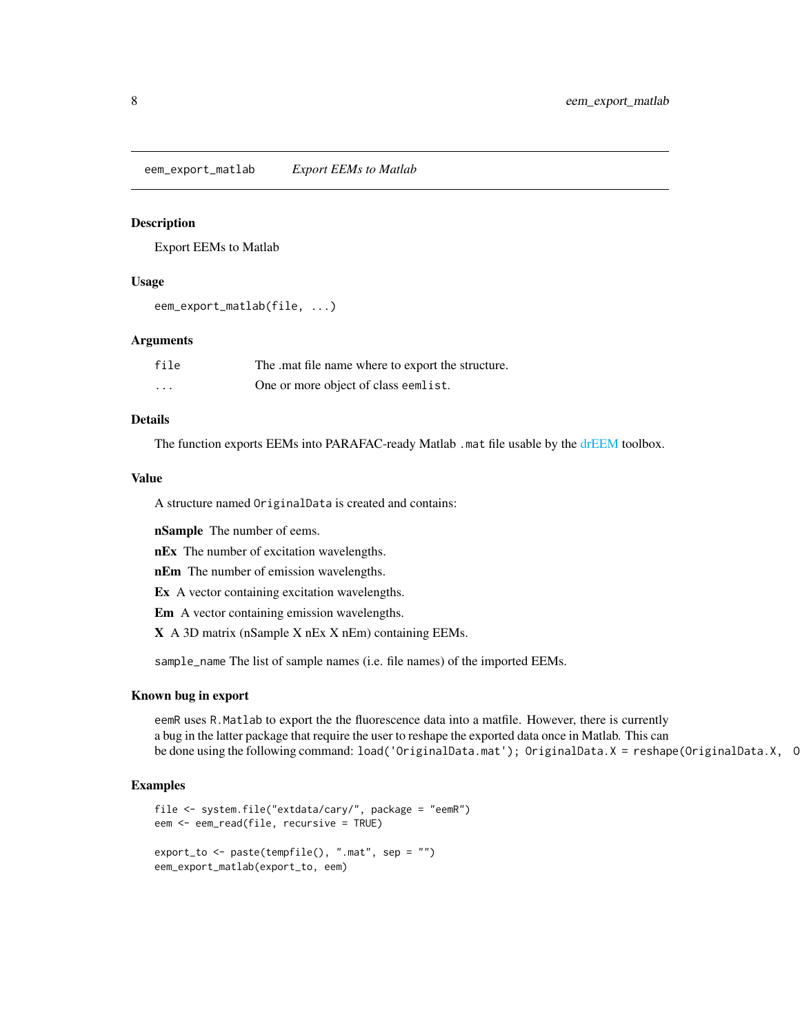# eem_export_matlab *Export EEMs to Matlab*

## Description

Export EEMs to Matlab

## Usage

```
eem_export_matlab(file, ...)
```

## Arguments

| | |
|---|---|
| `file` | The .mat file name where to export the structure. |
| `...` | One or more object of class `eemlist`. |

## Details

The function exports EEMs into PARAFAC-ready Matlab `.mat` file usable by the drEEM toolbox.

## Value

A structure named `OriginalData` is created and contains:

**nSample** The number of eems.

**nEx** The number of excitation wavelengths.

**nEm** The number of emission wavelengths.

**Ex** A vector containing excitation wavelengths.

**Em** A vector containing emission wavelengths.

**X** A 3D matrix (nSample X nEx X nEm) containing EEMs.

`sample_name` The list of sample names (i.e. file names) of the imported EEMs.

## Known bug in export

`eemR` uses `R.Matlab` to export the the fluorescence data into a matfile. However, there is currently a bug in the latter package that require the user to reshape the exported data once in Matlab. This can be done using the following command: `load('OriginalData.mat'); OriginalData.X = reshape(OriginalData.X, O`

## Examples

```
file <- system.file("extdata/cary/", package = "eemR")
eem <- eem_read(file, recursive = TRUE)

export_to <- paste(tempfile(), ".mat", sep = "")
eem_export_matlab(export_to, eem)
```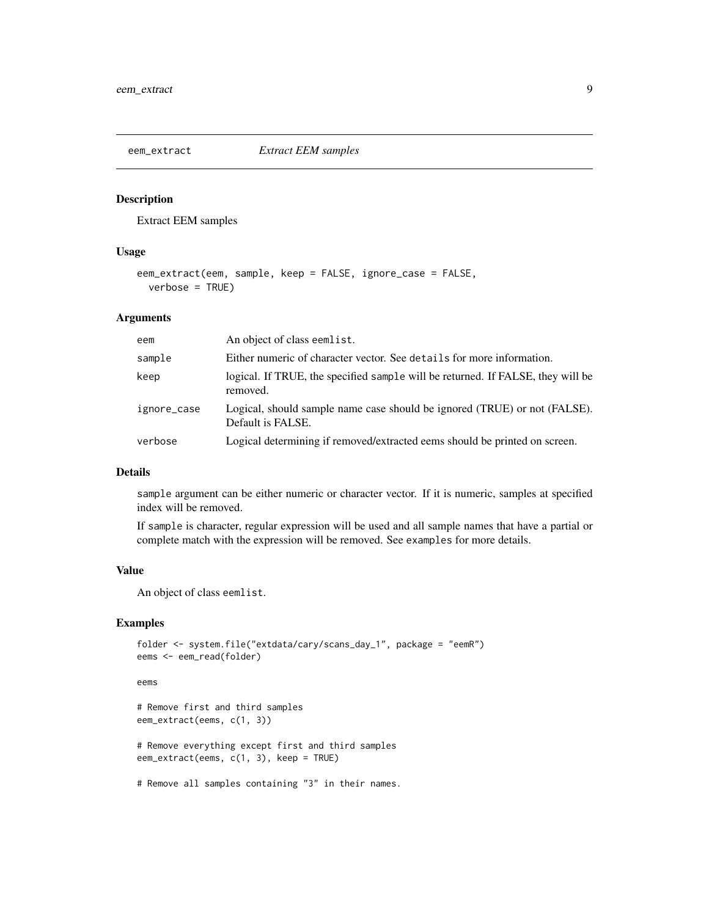## eem_extract *Extract EEM samples*

### Description

Extract EEM samples

### Usage

```
eem_extract(eem, sample, keep = FALSE, ignore_case = FALSE,
  verbose = TRUE)
```

### Arguments

| | |
|---|---|
| eem | An object of class eemlist. |
| sample | Either numeric of character vector. See details for more information. |
| keep | logical. If TRUE, the specified sample will be returned. If FALSE, they will be removed. |
| ignore_case | Logical, should sample name case should be ignored (TRUE) or not (FALSE). Default is FALSE. |
| verbose | Logical determining if removed/extracted eems should be printed on screen. |

### Details

sample argument can be either numeric or character vector. If it is numeric, samples at specified index will be removed.

If sample is character, regular expression will be used and all sample names that have a partial or complete match with the expression will be removed. See examples for more details.

### Value

An object of class eemlist.

### Examples

```
folder <- system.file("extdata/cary/scans_day_1", package = "eemR")
eems <- eem_read(folder)

eems

# Remove first and third samples
eem_extract(eems, c(1, 3))

# Remove everything except first and third samples
eem_extract(eems, c(1, 3), keep = TRUE)

# Remove all samples containing "3" in their names.
```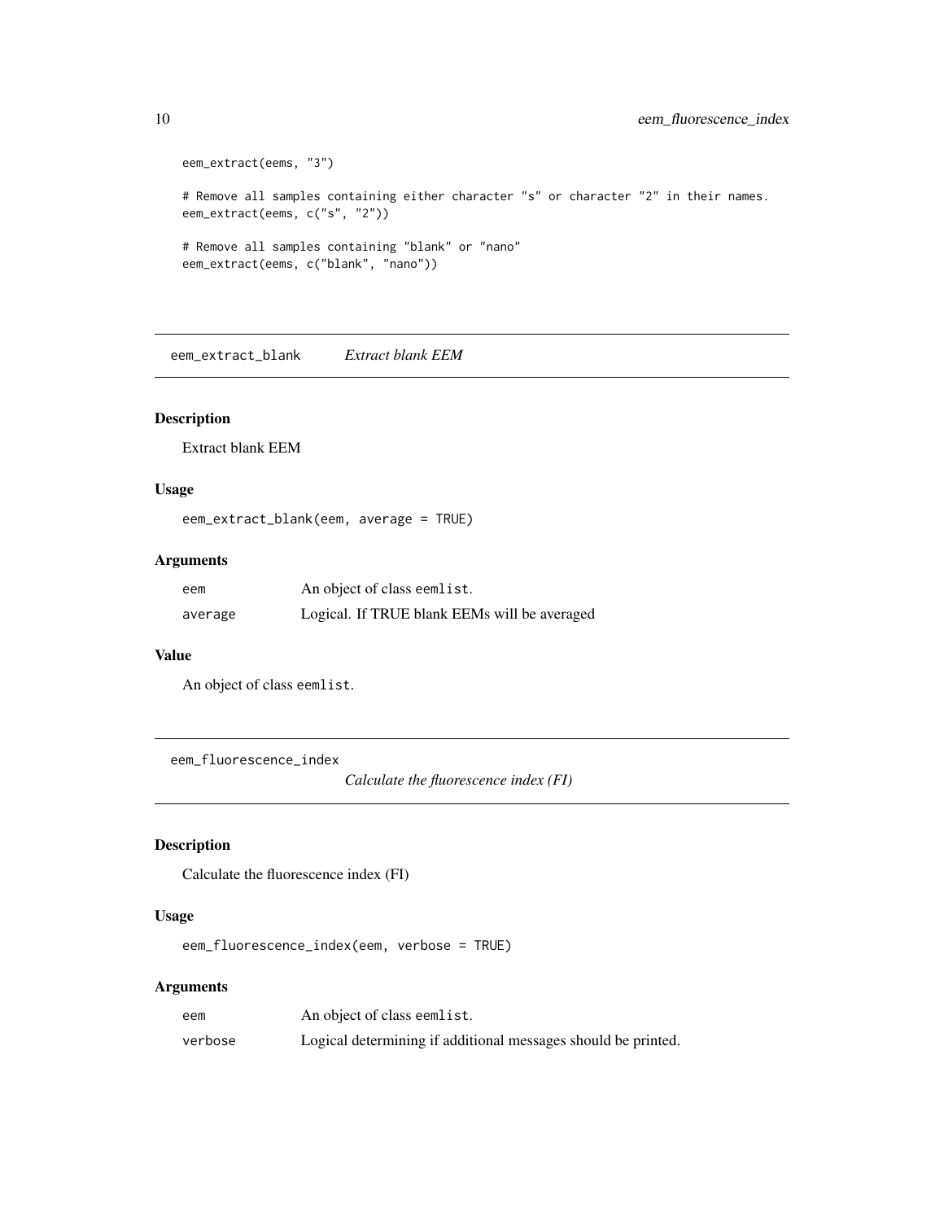```
eem_extract(eems, "3")

# Remove all samples containing either character "s" or character "2" in their names.
eem_extract(eems, c("s", "2"))

# Remove all samples containing "blank" or "nano"
eem_extract(eems, c("blank", "nano"))
```

## eem_extract_blank    *Extract blank EEM*

### Description

Extract blank EEM

### Usage

```
eem_extract_blank(eem, average = TRUE)
```

### Arguments

| | |
|---|---|
| eem | An object of class eemlist. |
| average | Logical. If TRUE blank EEMs will be averaged |

### Value

An object of class eemlist.

## eem_fluorescence_index    *Calculate the fluorescence index (FI)*

### Description

Calculate the fluorescence index (FI)

### Usage

```
eem_fluorescence_index(eem, verbose = TRUE)
```

### Arguments

| | |
|---|---|
| eem | An object of class eemlist. |
| verbose | Logical determining if additional messages should be printed. |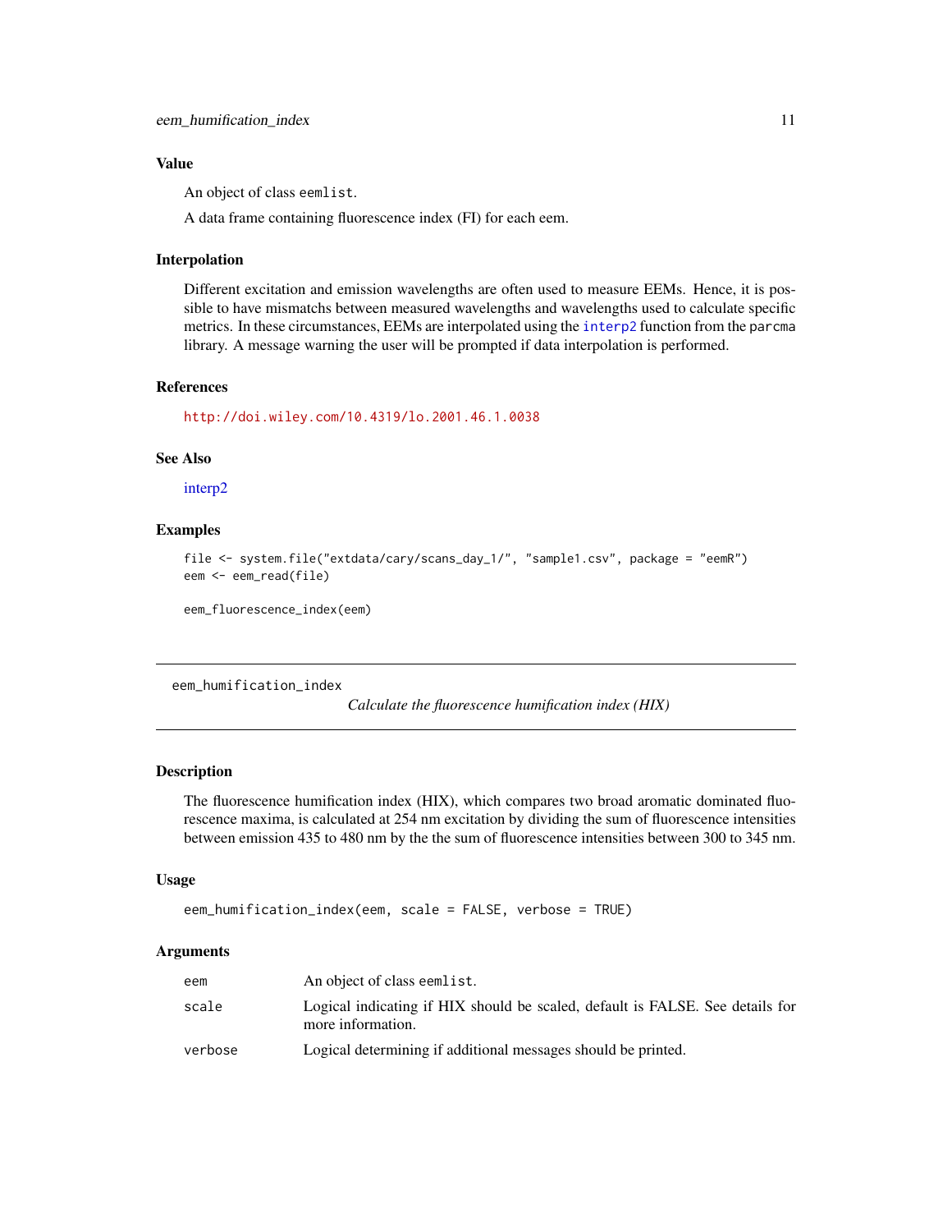### Value

An object of class `eemlist`.

A data frame containing fluorescence index (FI) for each eem.

### Interpolation

Different excitation and emission wavelengths are often used to measure EEMs. Hence, it is possible to have mismatchs between measured wavelengths and wavelengths used to calculate specific metrics. In these circumstances, EEMs are interpolated using the `interp2` function from the `parcma` library. A message warning the user will be prompted if data interpolation is performed.

### References

http://doi.wiley.com/10.4319/lo.2001.46.1.0038

### See Also

interp2

### Examples

```
file <- system.file("extdata/cary/scans_day_1/", "sample1.csv", package = "eemR")
eem <- eem_read(file)

eem_fluorescence_index(eem)
```

---

## eem_humification_index

*Calculate the fluorescence humification index (HIX)*

### Description

The fluorescence humification index (HIX), which compares two broad aromatic dominated fluorescence maxima, is calculated at 254 nm excitation by dividing the sum of fluorescence intensities between emission 435 to 480 nm by the the sum of fluorescence intensities between 300 to 345 nm.

### Usage

```
eem_humification_index(eem, scale = FALSE, verbose = TRUE)
```

### Arguments

| | |
|---|---|
| `eem` | An object of class `eemlist`. |
| `scale` | Logical indicating if HIX should be scaled, default is FALSE. See details for more information. |
| `verbose` | Logical determining if additional messages should be printed. |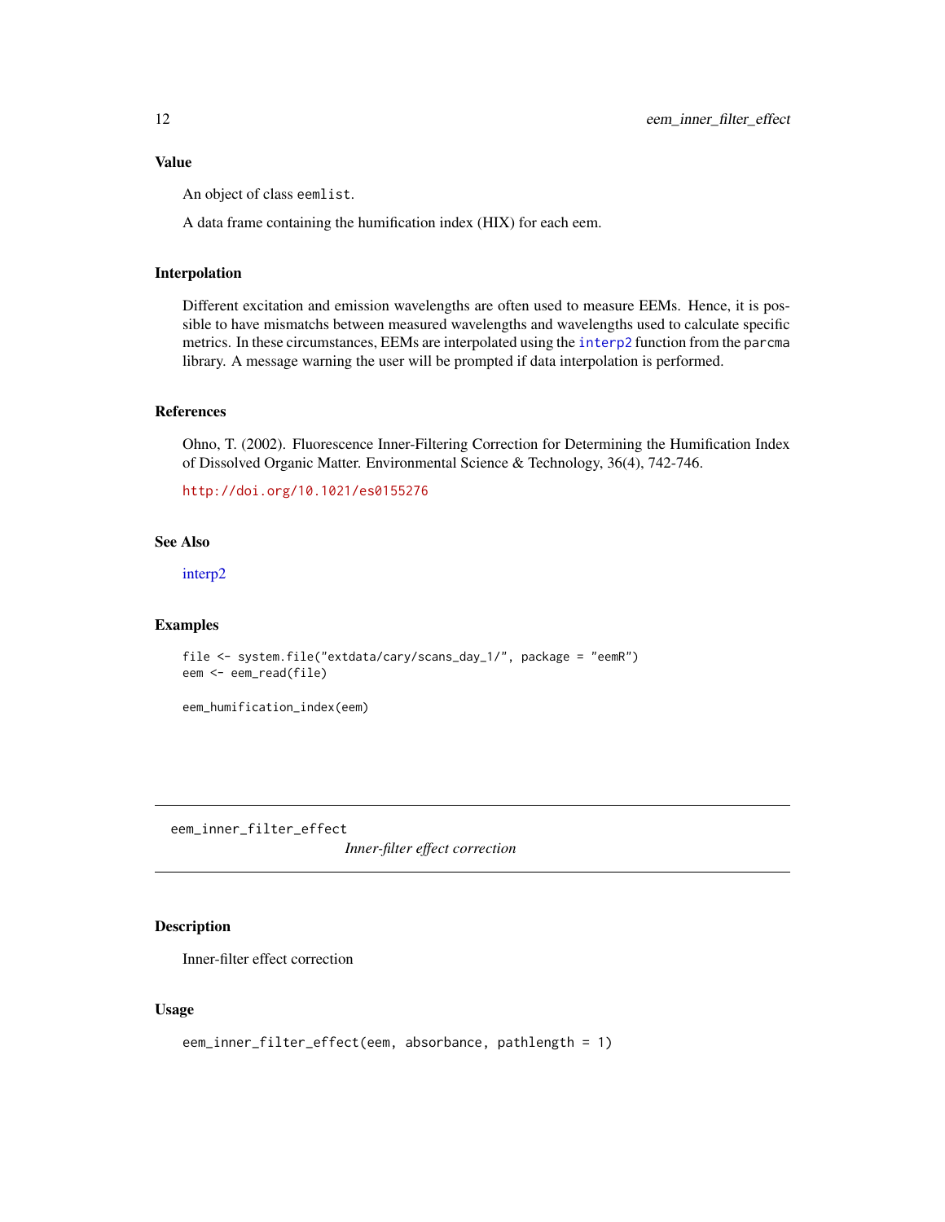### Value

An object of class `eemlist`.

A data frame containing the humification index (HIX) for each eem.

### Interpolation

Different excitation and emission wavelengths are often used to measure EEMs. Hence, it is possible to have mismatchs between measured wavelengths and wavelengths used to calculate specific metrics. In these circumstances, EEMs are interpolated using the `interp2` function from the `parcma` library. A message warning the user will be prompted if data interpolation is performed.

### References

Ohno, T. (2002). Fluorescence Inner-Filtering Correction for Determining the Humification Index of Dissolved Organic Matter. Environmental Science & Technology, 36(4), 742-746.

http://doi.org/10.1021/es0155276

### See Also

interp2

### Examples

```
file <- system.file("extdata/cary/scans_day_1/", package = "eemR")
eem <- eem_read(file)

eem_humification_index(eem)
```

---

## eem_inner_filter_effect

*Inner-filter effect correction*

### Description

Inner-filter effect correction

### Usage

```
eem_inner_filter_effect(eem, absorbance, pathlength = 1)
```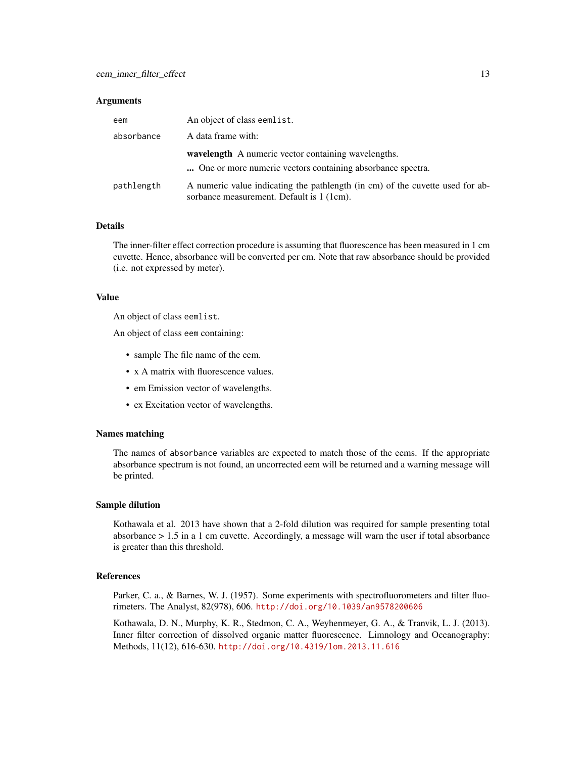### Arguments

| | |
|---|---|
| `eem` | An object of class `eemlist`. |
| `absorbance` | A data frame with: **wavelength** A numeric vector containing wavelengths. **...** One or more numeric vectors containing absorbance spectra. |
| `pathlength` | A numeric value indicating the pathlength (in cm) of the cuvette used for absorbance measurement. Default is 1 (1cm). |

### Details

The inner-filter effect correction procedure is assuming that fluorescence has been measured in 1 cm cuvette. Hence, absorbance will be converted per cm. Note that raw absorbance should be provided (i.e. not expressed by meter).

### Value

An object of class `eemlist`.

An object of class `eem` containing:

- sample The file name of the eem.
- x A matrix with fluorescence values.
- em Emission vector of wavelengths.
- ex Excitation vector of wavelengths.

### Names matching

The names of `absorbance` variables are expected to match those of the eems. If the appropriate absorbance spectrum is not found, an uncorrected eem will be returned and a warning message will be printed.

### Sample dilution

Kothawala et al. 2013 have shown that a 2-fold dilution was required for sample presenting total absorbance > 1.5 in a 1 cm cuvette. Accordingly, a message will warn the user if total absorbance is greater than this threshold.

### References

Parker, C. a., & Barnes, W. J. (1957). Some experiments with spectrofluorometers and filter fluorimeters. The Analyst, 82(978), 606. http://doi.org/10.1039/an9578200606

Kothawala, D. N., Murphy, K. R., Stedmon, C. A., Weyhenmeyer, G. A., & Tranvik, L. J. (2013). Inner filter correction of dissolved organic matter fluorescence. Limnology and Oceanography: Methods, 11(12), 616-630. http://doi.org/10.4319/lom.2013.11.616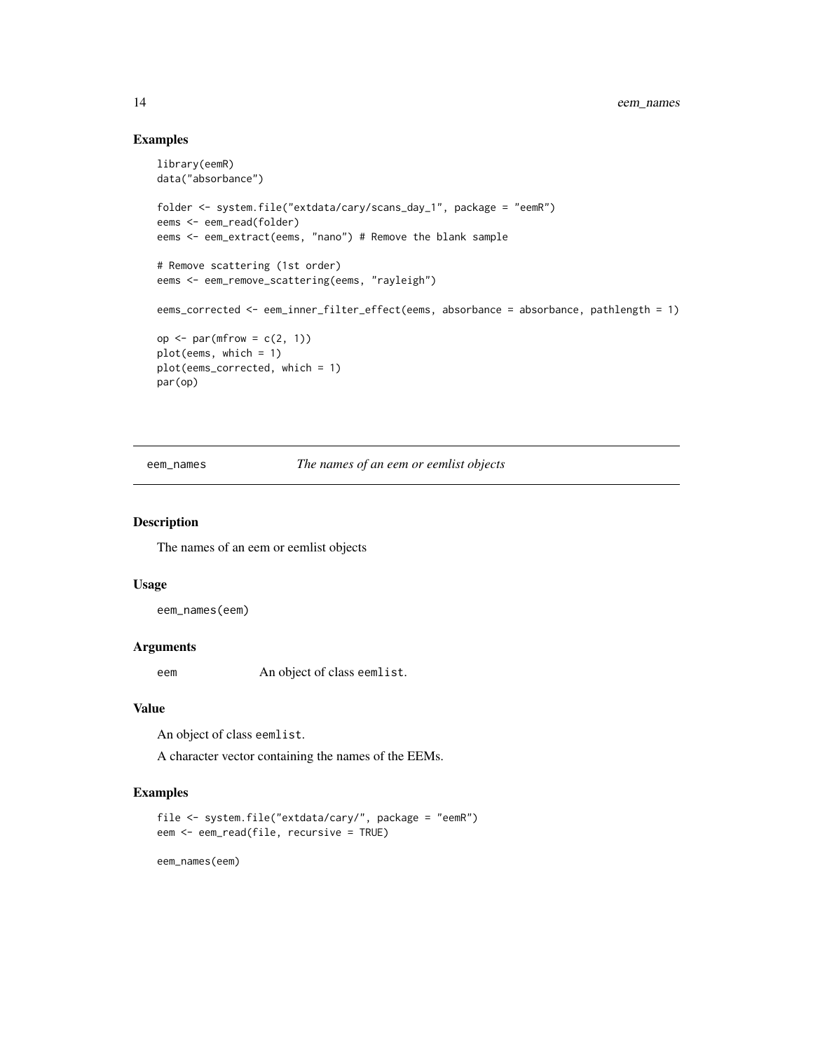### Examples

```
library(eemR)
data("absorbance")

folder <- system.file("extdata/cary/scans_day_1", package = "eemR")
eems <- eem_read(folder)
eems <- eem_extract(eems, "nano") # Remove the blank sample

# Remove scattering (1st order)
eems <- eem_remove_scattering(eems, "rayleigh")

eems_corrected <- eem_inner_filter_effect(eems, absorbance = absorbance, pathlength = 1)

op <- par(mfrow = c(2, 1))
plot(eems, which = 1)
plot(eems_corrected, which = 1)
par(op)
```

---

## eem_names — *The names of an eem or eemlist objects*

### Description

The names of an eem or eemlist objects

### Usage

```
eem_names(eem)
```

### Arguments

| | |
|---|---|
| eem | An object of class `eemlist`. |

### Value

An object of class `eemlist`.

A character vector containing the names of the EEMs.

### Examples

```
file <- system.file("extdata/cary/", package = "eemR")
eem <- eem_read(file, recursive = TRUE)

eem_names(eem)
```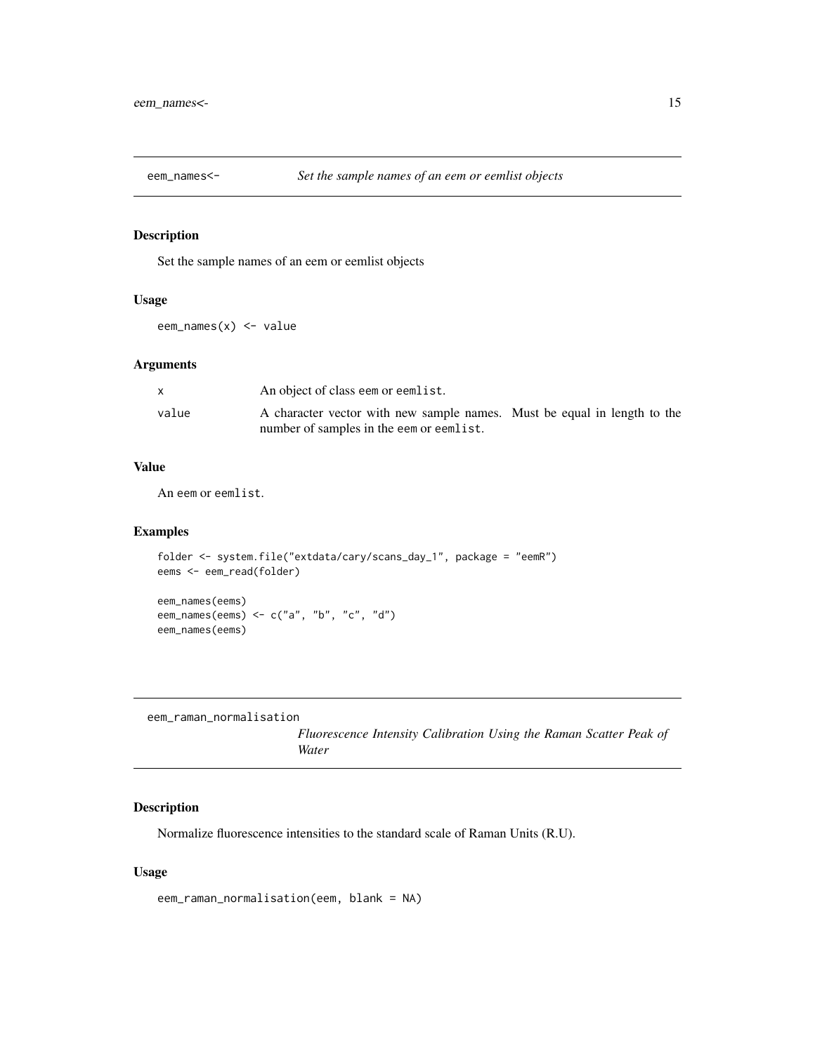## eem_names<- — *Set the sample names of an eem or eemlist objects*

### Description

Set the sample names of an eem or eemlist objects

### Usage

```
eem_names(x) <- value
```

### Arguments

| | |
|---|---|
| x | An object of class eem or eemlist. |
| value | A character vector with new sample names. Must be equal in length to the number of samples in the eem or eemlist. |

### Value

An eem or eemlist.

### Examples

```
folder <- system.file("extdata/cary/scans_day_1", package = "eemR")
eems <- eem_read(folder)

eem_names(eems)
eem_names(eems) <- c("a", "b", "c", "d")
eem_names(eems)
```

## eem_raman_normalisation — *Fluorescence Intensity Calibration Using the Raman Scatter Peak of Water*

### Description

Normalize fluorescence intensities to the standard scale of Raman Units (R.U).

### Usage

```
eem_raman_normalisation(eem, blank = NA)
```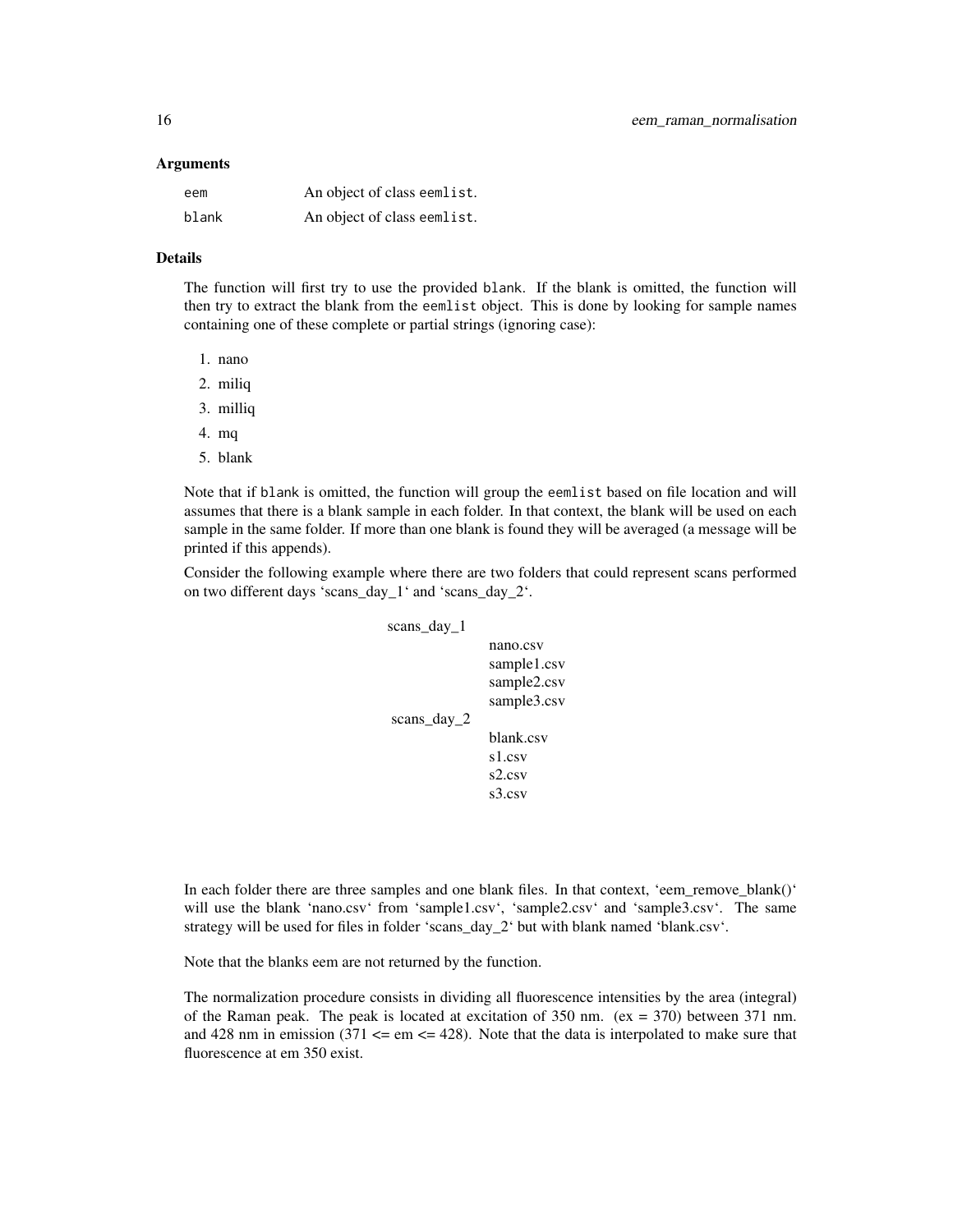### Arguments

| | |
|---|---|
| eem | An object of class eemlist. |
| blank | An object of class eemlist. |

### Details

The function will first try to use the provided blank. If the blank is omitted, the function will then try to extract the blank from the eemlist object. This is done by looking for sample names containing one of these complete or partial strings (ignoring case):

1. nano
2. miliq
3. milliq
4. mq
5. blank

Note that if blank is omitted, the function will group the eemlist based on file location and will assumes that there is a blank sample in each folder. In that context, the blank will be used on each sample in the same folder. If more than one blank is found they will be averaged (a message will be printed if this appends).

Consider the following example where there are two folders that could represent scans performed on two different days 'scans_day_1' and 'scans_day_2'.

```
scans_day_1
            nano.csv
            sample1.csv
            sample2.csv
            sample3.csv
scans_day_2
            blank.csv
            s1.csv
            s2.csv
            s3.csv
```

In each folder there are three samples and one blank files. In that context, 'eem_remove_blank()' will use the blank 'nano.csv' from 'sample1.csv', 'sample2.csv' and 'sample3.csv'. The same strategy will be used for files in folder 'scans_day_2' but with blank named 'blank.csv'.

Note that the blanks eem are not returned by the function.

The normalization procedure consists in dividing all fluorescence intensities by the area (integral) of the Raman peak. The peak is located at excitation of 350 nm. (ex = 370) between 371 nm. and 428 nm in emission (371 <= em <= 428). Note that the data is interpolated to make sure that fluorescence at em 350 exist.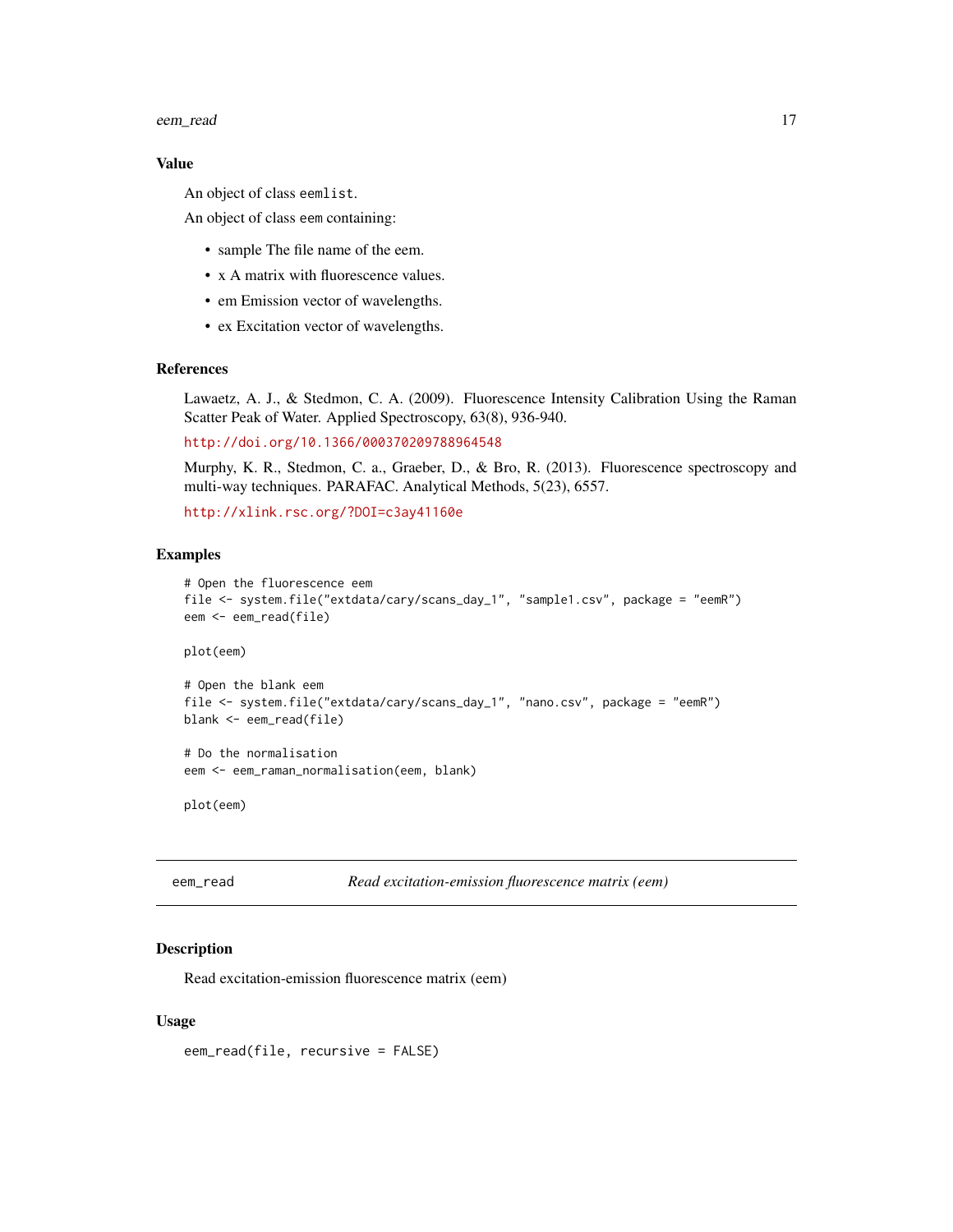### Value

An object of class `eemlist`.

An object of class `eem` containing:

- sample The file name of the eem.
- x A matrix with fluorescence values.
- em Emission vector of wavelengths.
- ex Excitation vector of wavelengths.

### References

Lawaetz, A. J., & Stedmon, C. A. (2009). Fluorescence Intensity Calibration Using the Raman Scatter Peak of Water. Applied Spectroscopy, 63(8), 936-940.

http://doi.org/10.1366/000370209788964548

Murphy, K. R., Stedmon, C. a., Graeber, D., & Bro, R. (2013). Fluorescence spectroscopy and multi-way techniques. PARAFAC. Analytical Methods, 5(23), 6557.

http://xlink.rsc.org/?DOI=c3ay41160e

### Examples

```
# Open the fluorescence eem
file <- system.file("extdata/cary/scans_day_1", "sample1.csv", package = "eemR")
eem <- eem_read(file)

plot(eem)

# Open the blank eem
file <- system.file("extdata/cary/scans_day_1", "nano.csv", package = "eemR")
blank <- eem_read(file)

# Do the normalisation
eem <- eem_raman_normalisation(eem, blank)

plot(eem)
```

---

## eem_read — *Read excitation-emission fluorescence matrix (eem)*

### Description

Read excitation-emission fluorescence matrix (eem)

### Usage

```
eem_read(file, recursive = FALSE)
```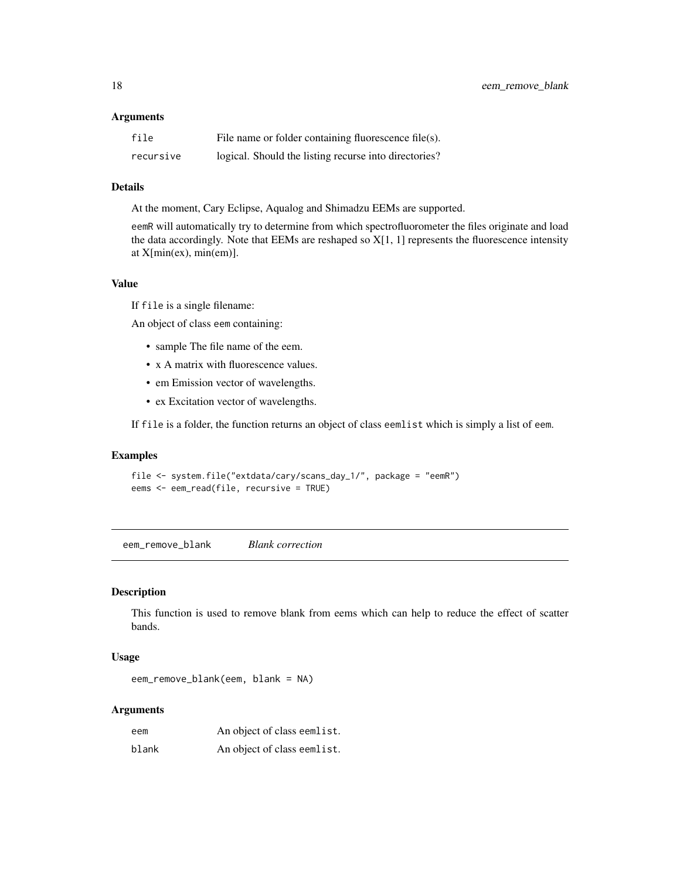### Arguments

| | |
|---|---|
| file | File name or folder containing fluorescence file(s). |
| recursive | logical. Should the listing recurse into directories? |

### Details

At the moment, Cary Eclipse, Aqualog and Shimadzu EEMs are supported.

eemR will automatically try to determine from which spectrofluorometer the files originate and load the data accordingly. Note that EEMs are reshaped so X[1, 1] represents the fluorescence intensity at X[min(ex), min(em)].

### Value

If file is a single filename:

An object of class eem containing:

- sample The file name of the eem.
- x A matrix with fluorescence values.
- em Emission vector of wavelengths.
- ex Excitation vector of wavelengths.

If file is a folder, the function returns an object of class eemlist which is simply a list of eem.

### Examples

```
file <- system.file("extdata/cary/scans_day_1/", package = "eemR")
eems <- eem_read(file, recursive = TRUE)
```

---

## eem_remove_blank *Blank correction*

---

### Description

This function is used to remove blank from eems which can help to reduce the effect of scatter bands.

### Usage

```
eem_remove_blank(eem, blank = NA)
```

### Arguments

| | |
|---|---|
| eem | An object of class eemlist. |
| blank | An object of class eemlist. |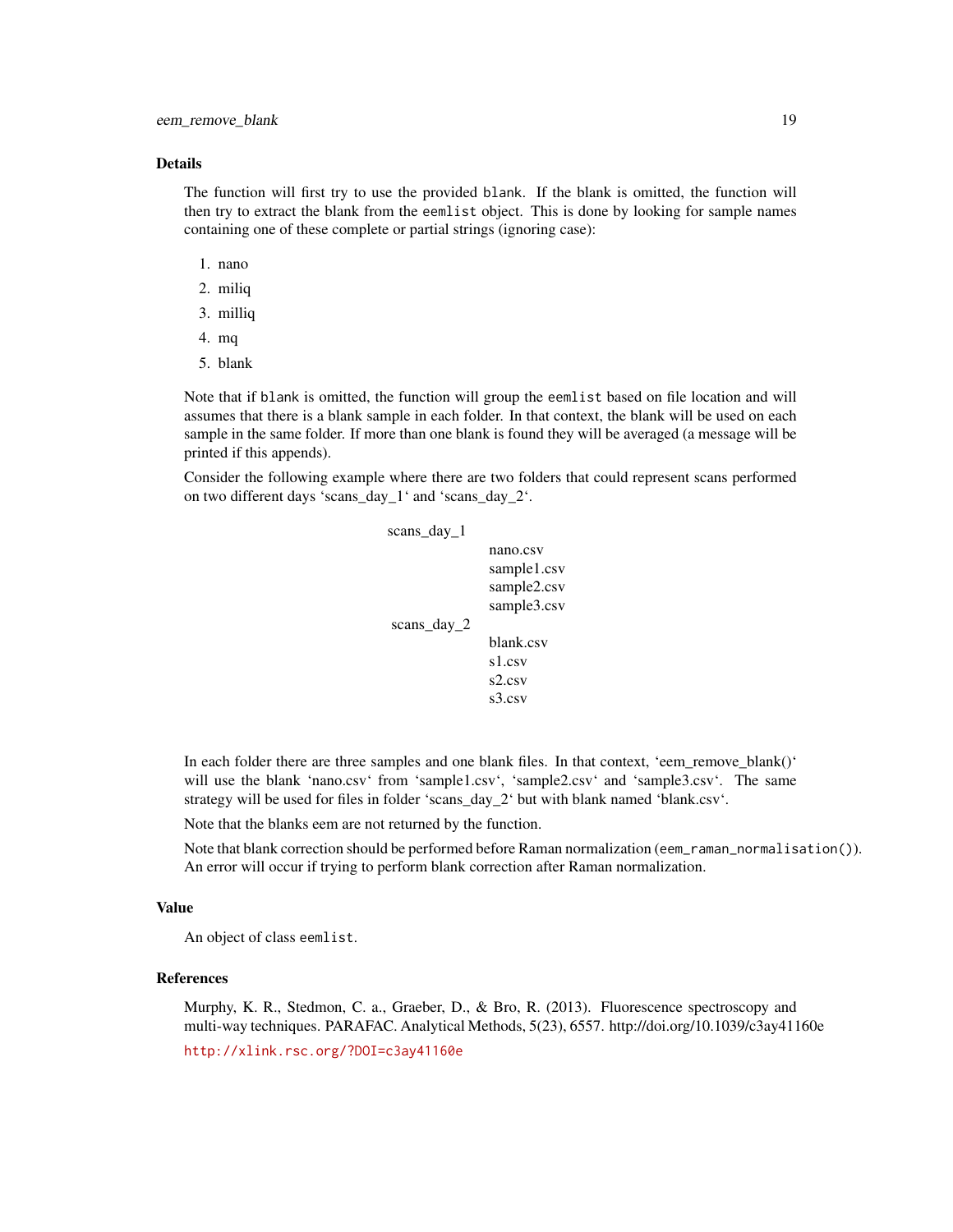### Details

The function will first try to use the provided `blank`. If the blank is omitted, the function will then try to extract the blank from the `eemlist` object. This is done by looking for sample names containing one of these complete or partial strings (ignoring case):

1. nano
2. miliq
3. milliq
4. mq
5. blank

Note that if `blank` is omitted, the function will group the `eemlist` based on file location and will assumes that there is a blank sample in each folder. In that context, the blank will be used on each sample in the same folder. If more than one blank is found they will be averaged (a message will be printed if this appends).

Consider the following example where there are two folders that could represent scans performed on two different days 'scans_day_1' and 'scans_day_2'.

```
scans_day_1
            nano.csv
            sample1.csv
            sample2.csv
            sample3.csv
scans_day_2
            blank.csv
            s1.csv
            s2.csv
            s3.csv
```

In each folder there are three samples and one blank files. In that context, 'eem_remove_blank()' will use the blank 'nano.csv' from 'sample1.csv', 'sample2.csv' and 'sample3.csv'. The same strategy will be used for files in folder 'scans_day_2' but with blank named 'blank.csv'.

Note that the blanks eem are not returned by the function.

Note that blank correction should be performed before Raman normalization (`eem_raman_normalisation()`). An error will occur if trying to perform blank correction after Raman normalization.

### Value

An object of class `eemlist`.

### References

Murphy, K. R., Stedmon, C. a., Graeber, D., & Bro, R. (2013). Fluorescence spectroscopy and multi-way techniques. PARAFAC. Analytical Methods, 5(23), 6557. http://doi.org/10.1039/c3ay41160e

http://xlink.rsc.org/?DOI=c3ay41160e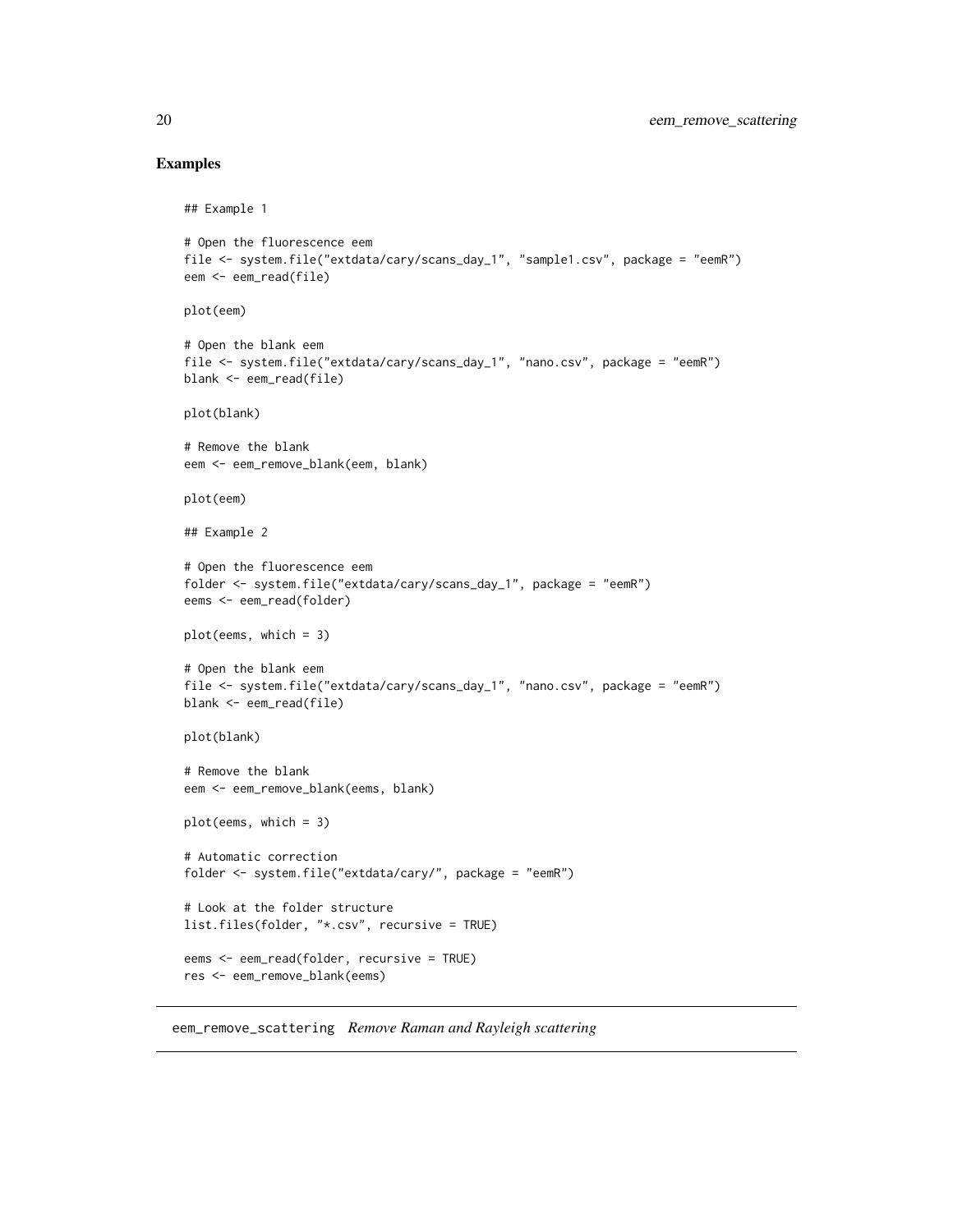## Examples

```
## Example 1

# Open the fluorescence eem
file <- system.file("extdata/cary/scans_day_1", "sample1.csv", package = "eemR")
eem <- eem_read(file)

plot(eem)

# Open the blank eem
file <- system.file("extdata/cary/scans_day_1", "nano.csv", package = "eemR")
blank <- eem_read(file)

plot(blank)

# Remove the blank
eem <- eem_remove_blank(eem, blank)

plot(eem)

## Example 2

# Open the fluorescence eem
folder <- system.file("extdata/cary/scans_day_1", package = "eemR")
eems <- eem_read(folder)

plot(eems, which = 3)

# Open the blank eem
file <- system.file("extdata/cary/scans_day_1", "nano.csv", package = "eemR")
blank <- eem_read(file)

plot(blank)

# Remove the blank
eem <- eem_remove_blank(eems, blank)

plot(eems, which = 3)

# Automatic correction
folder <- system.file("extdata/cary/", package = "eemR")

# Look at the folder structure
list.files(folder, "*.csv", recursive = TRUE)

eems <- eem_read(folder, recursive = TRUE)
res <- eem_remove_blank(eems)
```

---

eem_remove_scattering *Remove Raman and Rayleigh scattering*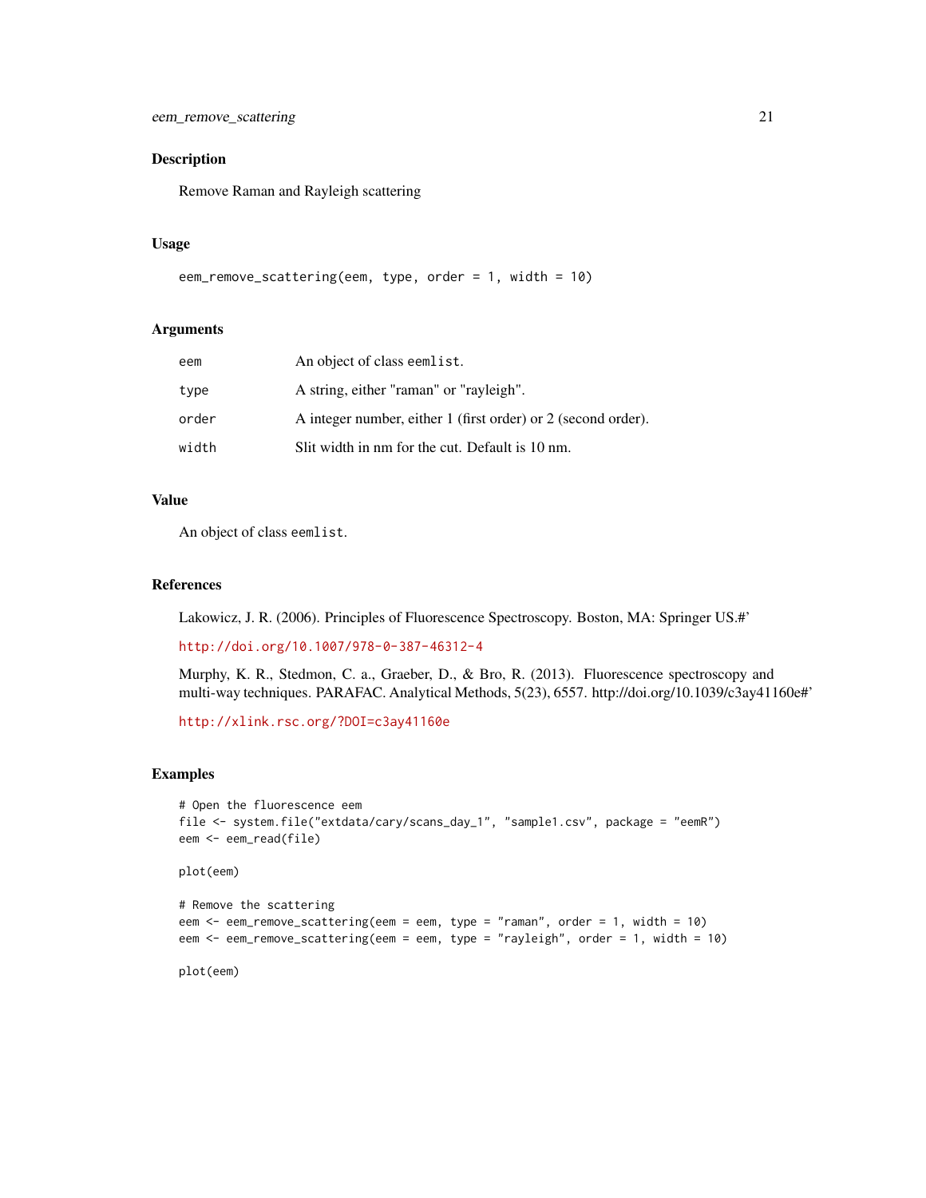## Description

Remove Raman and Rayleigh scattering

## Usage

```
eem_remove_scattering(eem, type, order = 1, width = 10)
```

## Arguments

| | |
|---|---|
| eem | An object of class eemlist. |
| type | A string, either "raman" or "rayleigh". |
| order | A integer number, either 1 (first order) or 2 (second order). |
| width | Slit width in nm for the cut. Default is 10 nm. |

## Value

An object of class eemlist.

## References

Lakowicz, J. R. (2006). Principles of Fluorescence Spectroscopy. Boston, MA: Springer US.#'

http://doi.org/10.1007/978-0-387-46312-4

Murphy, K. R., Stedmon, C. a., Graeber, D., & Bro, R. (2013). Fluorescence spectroscopy and multi-way techniques. PARAFAC. Analytical Methods, 5(23), 6557. http://doi.org/10.1039/c3ay41160e#'

http://xlink.rsc.org/?DOI=c3ay41160e

## Examples

```
# Open the fluorescence eem
file <- system.file("extdata/cary/scans_day_1", "sample1.csv", package = "eemR")
eem <- eem_read(file)

plot(eem)

# Remove the scattering
eem <- eem_remove_scattering(eem = eem, type = "raman", order = 1, width = 10)
eem <- eem_remove_scattering(eem = eem, type = "rayleigh", order = 1, width = 10)

plot(eem)
```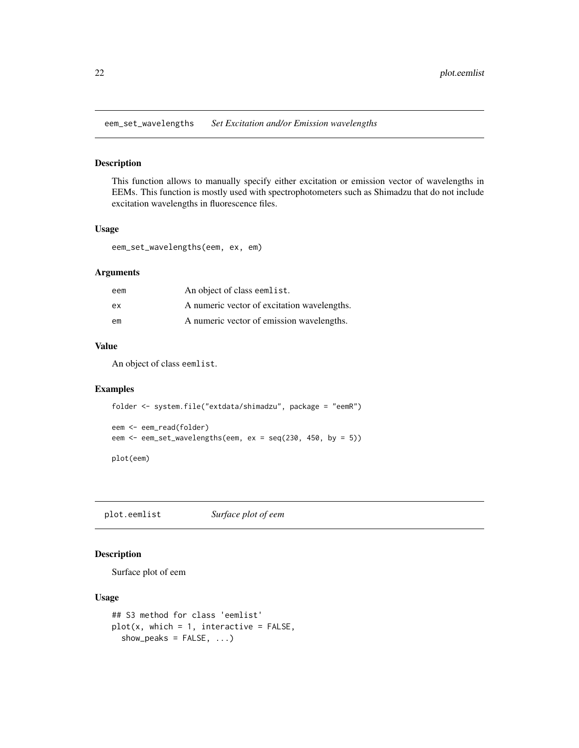## eem_set_wavelengths *Set Excitation and/or Emission wavelengths*

### Description

This function allows to manually specify either excitation or emission vector of wavelengths in EEMs. This function is mostly used with spectrophotometers such as Shimadzu that do not include excitation wavelengths in fluorescence files.

### Usage

```
eem_set_wavelengths(eem, ex, em)
```

### Arguments

| | |
|---|---|
| eem | An object of class eemlist. |
| ex | A numeric vector of excitation wavelengths. |
| em | A numeric vector of emission wavelengths. |

### Value

An object of class eemlist.

### Examples

```
folder <- system.file("extdata/shimadzu", package = "eemR")

eem <- eem_read(folder)
eem <- eem_set_wavelengths(eem, ex = seq(230, 450, by = 5))

plot(eem)
```

## plot.eemlist *Surface plot of eem*

### Description

Surface plot of eem

### Usage

```
## S3 method for class 'eemlist'
plot(x, which = 1, interactive = FALSE,
  show_peaks = FALSE, ...)
```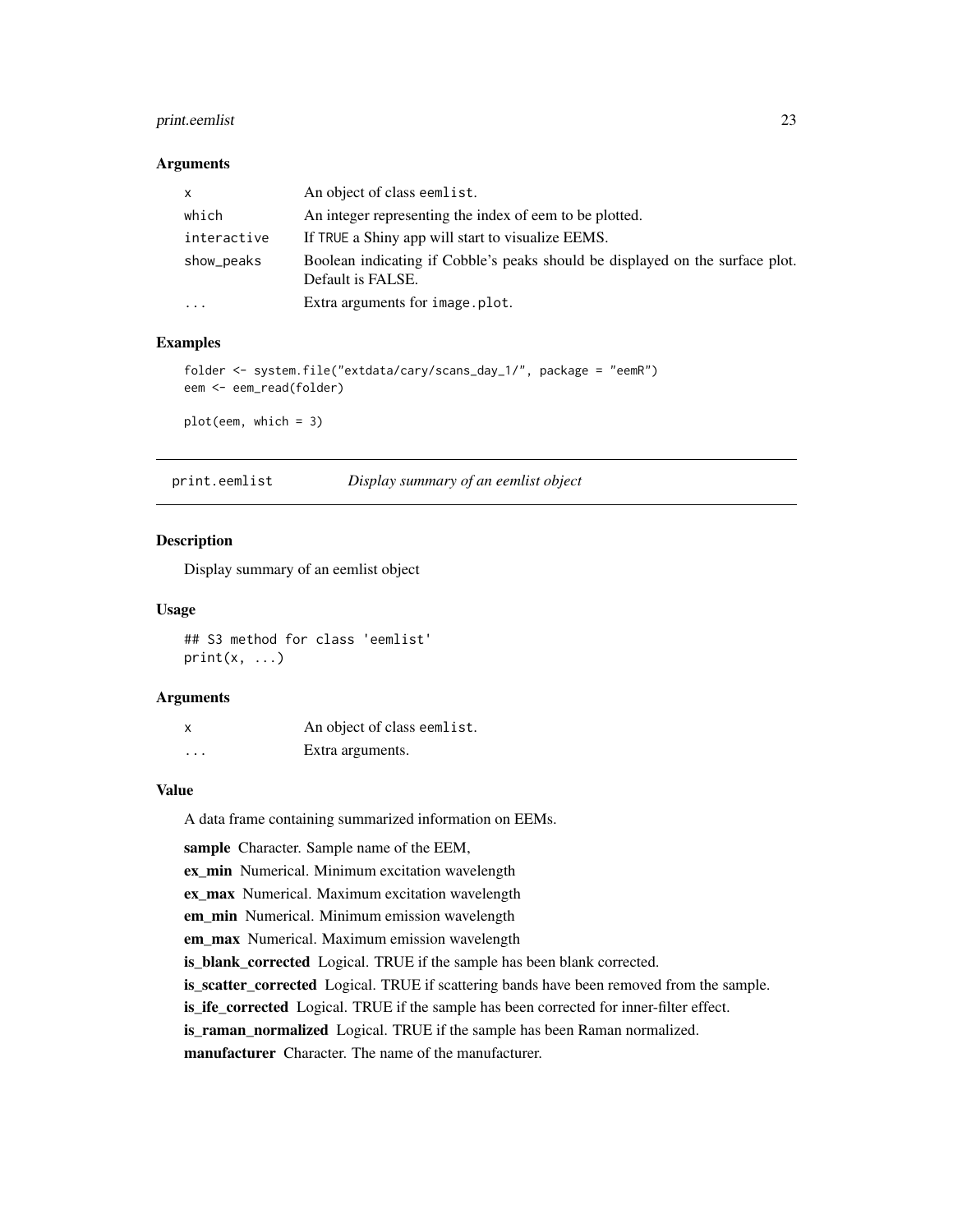### Arguments

| | |
|---|---|
| x | An object of class eemlist. |
| which | An integer representing the index of eem to be plotted. |
| interactive | If TRUE a Shiny app will start to visualize EEMS. |
| show_peaks | Boolean indicating if Cobble's peaks should be displayed on the surface plot. Default is FALSE. |
| ... | Extra arguments for image.plot. |

### Examples

```
folder <- system.file("extdata/cary/scans_day_1/", package = "eemR")
eem <- eem_read(folder)

plot(eem, which = 3)
```

## print.eemlist — *Display summary of an eemlist object*

### Description

Display summary of an eemlist object

### Usage

```
## S3 method for class 'eemlist'
print(x, ...)
```

### Arguments

| | |
|---|---|
| x | An object of class eemlist. |
| ... | Extra arguments. |

### Value

A data frame containing summarized information on EEMs.

**sample** Character. Sample name of the EEM,

**ex_min** Numerical. Minimum excitation wavelength

**ex_max** Numerical. Maximum excitation wavelength

**em_min** Numerical. Minimum emission wavelength

**em_max** Numerical. Maximum emission wavelength

**is_blank_corrected** Logical. TRUE if the sample has been blank corrected.

**is_scatter_corrected** Logical. TRUE if scattering bands have been removed from the sample.

**is_ife_corrected** Logical. TRUE if the sample has been corrected for inner-filter effect.

**is_raman_normalized** Logical. TRUE if the sample has been Raman normalized.

**manufacturer** Character. The name of the manufacturer.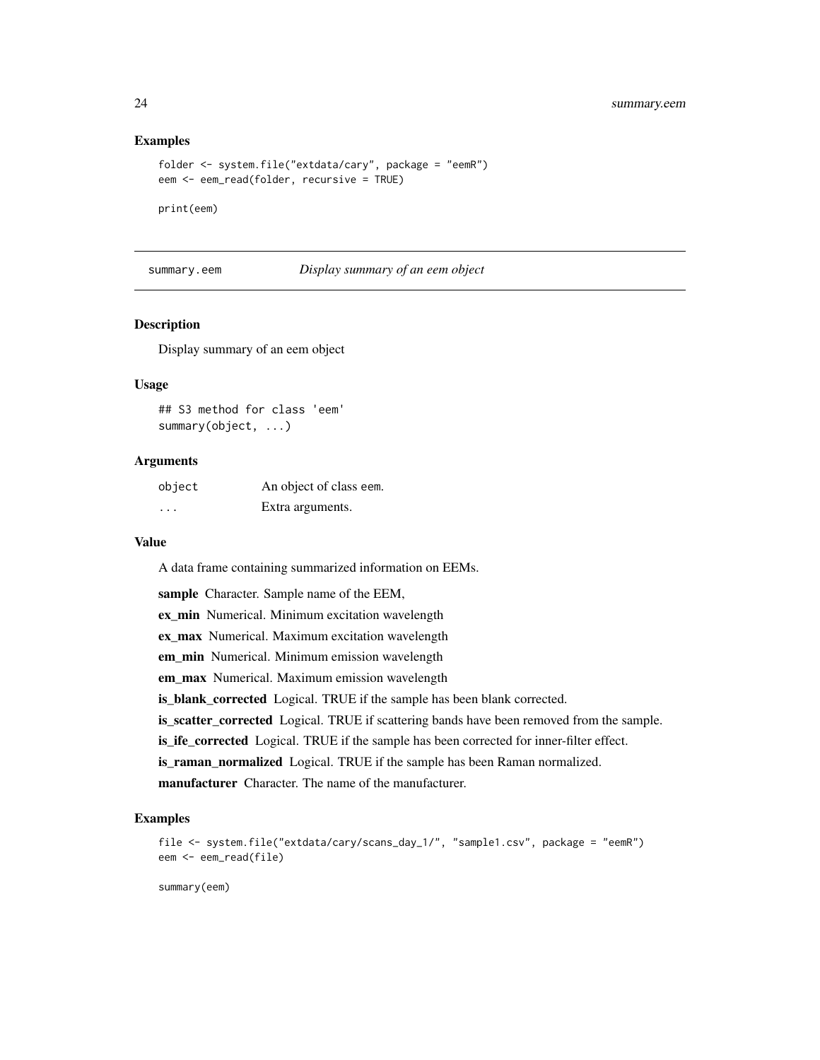## Examples

```
folder <- system.file("extdata/cary", package = "eemR")
eem <- eem_read(folder, recursive = TRUE)

print(eem)
```

---

## summary.eem    *Display summary of an eem object*

### Description

Display summary of an eem object

### Usage

```
## S3 method for class 'eem'
summary(object, ...)
```

### Arguments

| | |
|---|---|
| object | An object of class eem. |
| ... | Extra arguments. |

### Value

A data frame containing summarized information on EEMs.

**sample** Character. Sample name of the EEM,

**ex_min** Numerical. Minimum excitation wavelength

**ex_max** Numerical. Maximum excitation wavelength

**em_min** Numerical. Minimum emission wavelength

**em_max** Numerical. Maximum emission wavelength

**is_blank_corrected** Logical. TRUE if the sample has been blank corrected.

**is_scatter_corrected** Logical. TRUE if scattering bands have been removed from the sample.

**is_ife_corrected** Logical. TRUE if the sample has been corrected for inner-filter effect.

**is_raman_normalized** Logical. TRUE if the sample has been Raman normalized.

**manufacturer** Character. The name of the manufacturer.

### Examples

```
file <- system.file("extdata/cary/scans_day_1/", "sample1.csv", package = "eemR")
eem <- eem_read(file)

summary(eem)
```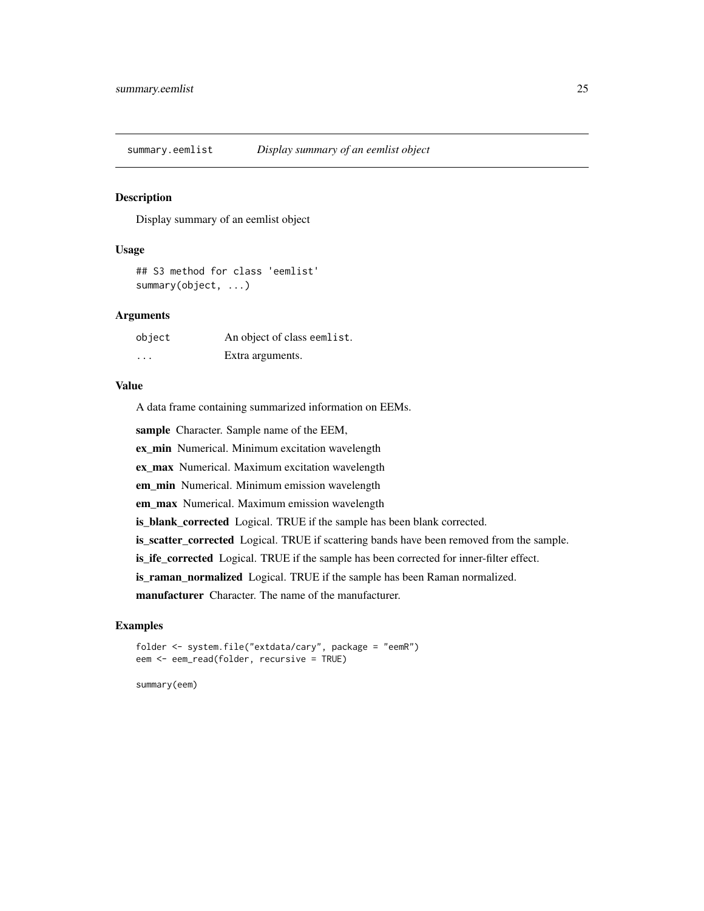## summary.eemlist *Display summary of an eemlist object*

### Description

Display summary of an eemlist object

### Usage

```
## S3 method for class 'eemlist'
summary(object, ...)
```

### Arguments

| | |
|---|---|
| object | An object of class eemlist. |
| ... | Extra arguments. |

### Value

A data frame containing summarized information on EEMs.

**sample** Character. Sample name of the EEM,

**ex_min** Numerical. Minimum excitation wavelength

**ex_max** Numerical. Maximum excitation wavelength

**em_min** Numerical. Minimum emission wavelength

**em_max** Numerical. Maximum emission wavelength

**is_blank_corrected** Logical. TRUE if the sample has been blank corrected.

**is_scatter_corrected** Logical. TRUE if scattering bands have been removed from the sample.

**is_ife_corrected** Logical. TRUE if the sample has been corrected for inner-filter effect.

**is_raman_normalized** Logical. TRUE if the sample has been Raman normalized.

**manufacturer** Character. The name of the manufacturer.

### Examples

```
folder <- system.file("extdata/cary", package = "eemR")
eem <- eem_read(folder, recursive = TRUE)

summary(eem)
```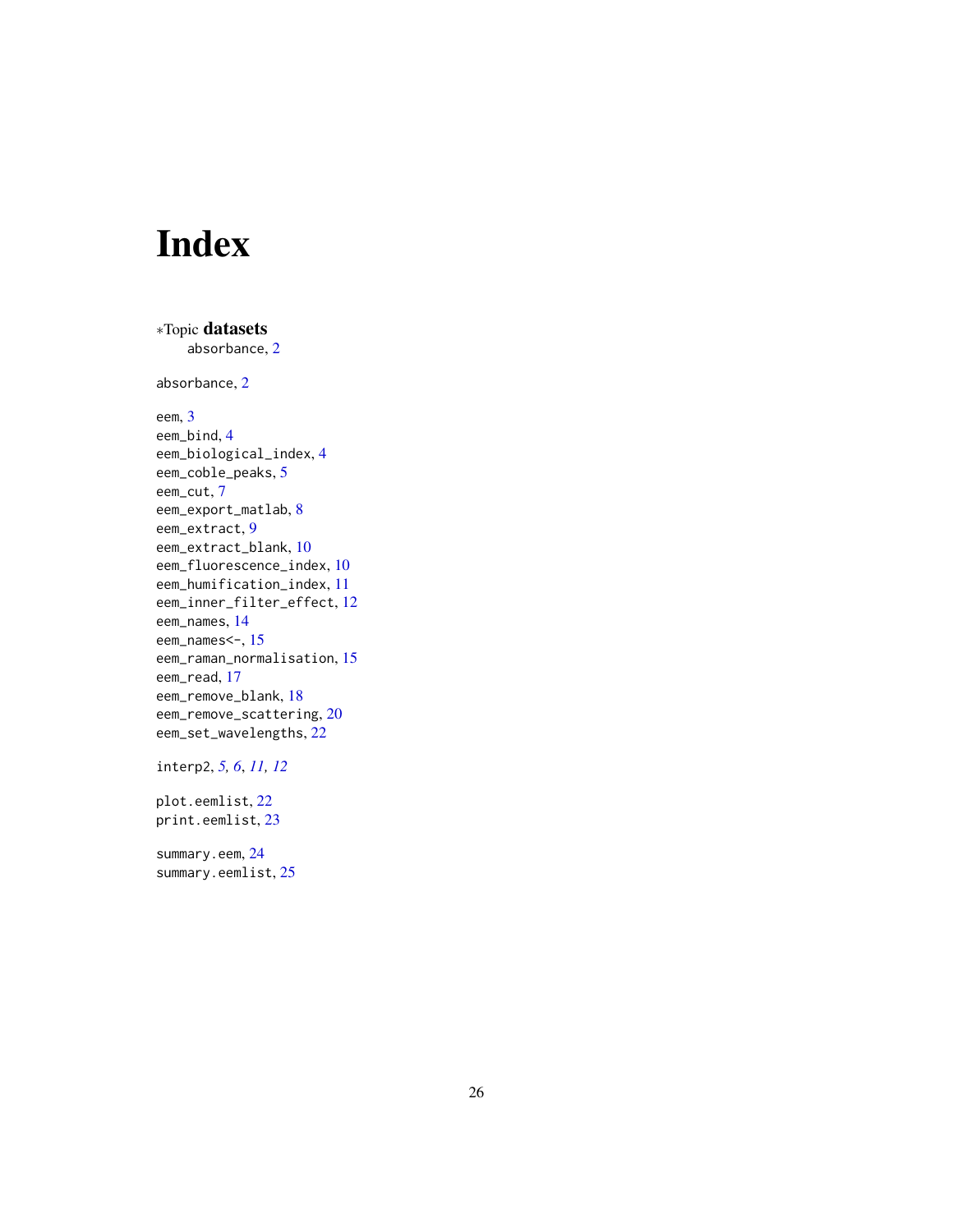# Index

∗Topic **datasets**
absorbance, 2

absorbance, 2

eem, 3
eem_bind, 4
eem_biological_index, 4
eem_coble_peaks, 5
eem_cut, 7
eem_export_matlab, 8
eem_extract, 9
eem_extract_blank, 10
eem_fluorescence_index, 10
eem_humification_index, 11
eem_inner_filter_effect, 12
eem_names, 14
eem_names<-, 15
eem_raman_normalisation, 15
eem_read, 17
eem_remove_blank, 18
eem_remove_scattering, 20
eem_set_wavelengths, 22

interp2, *5, 6*, *11, 12*

plot.eemlist, 22
print.eemlist, 23

summary.eem, 24
summary.eemlist, 25